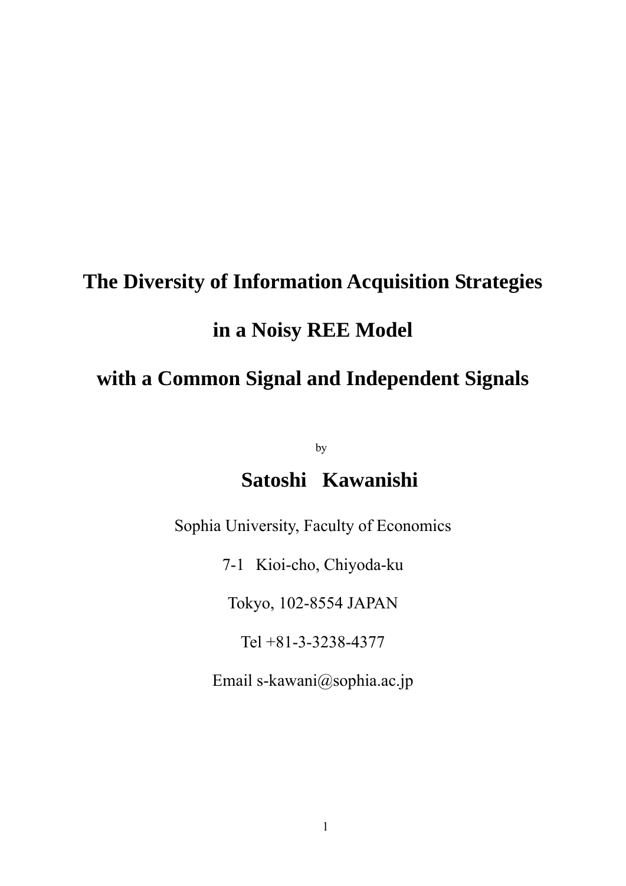# The Diversity of Information Acquisition Strategies in a Noisy REE Model with a Common Signal and Independent Signals

by

**Satoshi Kawanishi**

Sophia University, Faculty of Economics

7-1 Kioi-cho, Chiyoda-ku

Tokyo, 102-8554 JAPAN

Tel +81-3-3238-4377

Email s-kawani@sophia.ac.jp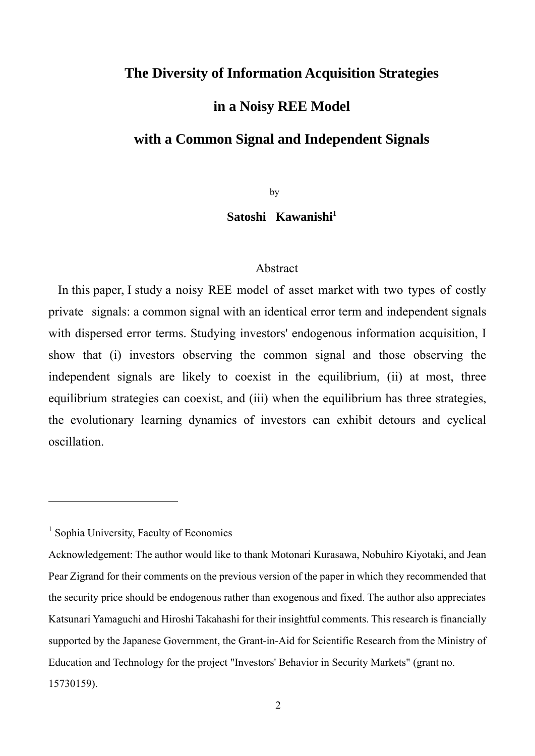# The Diversity of Information Acquisition Strategies in a Noisy REE Model with a Common Signal and Independent Signals

by

**Satoshi Kawanishi**[1]

## Abstract

In this paper, I study a noisy REE model of asset market with two types of costly private signals: a common signal with an identical error term and independent signals with dispersed error terms. Studying investors' endogenous information acquisition, I show that (i) investors observing the common signal and those observing the independent signals are likely to coexist in the equilibrium, (ii) at most, three equilibrium strategies can coexist, and (iii) when the equilibrium has three strategies, the evolutionary learning dynamics of investors can exhibit detours and cyclical oscillation.

---

[1] Sophia University, Faculty of Economics

Acknowledgement: The author would like to thank Motonari Kurasawa, Nobuhiro Kiyotaki, and Jean Pear Zigrand for their comments on the previous version of the paper in which they recommended that the security price should be endogenous rather than exogenous and fixed. The author also appreciates Katsunari Yamaguchi and Hiroshi Takahashi for their insightful comments. This research is financially supported by the Japanese Government, the Grant-in-Aid for Scientific Research from the Ministry of Education and Technology for the project "Investors' Behavior in Security Markets" (grant no. 15730159).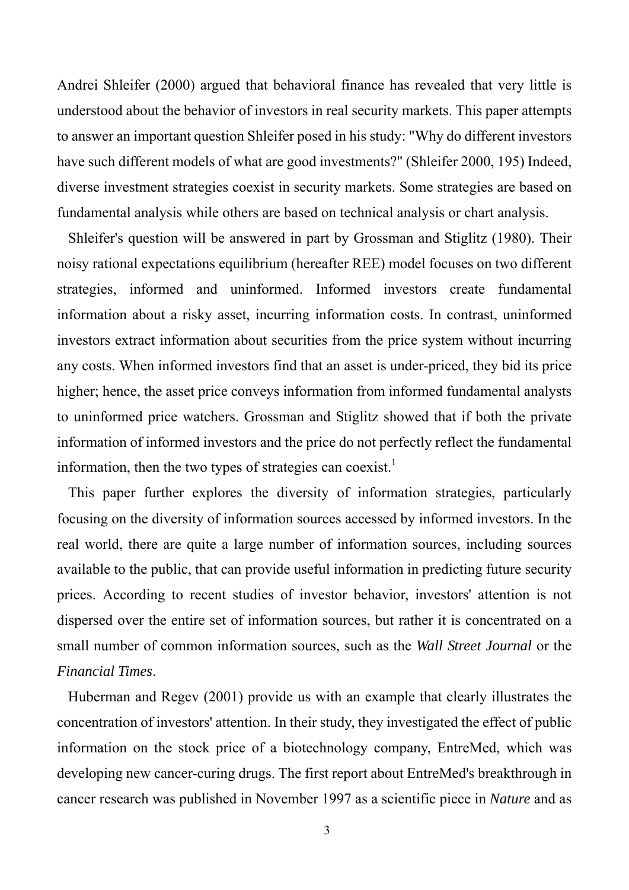Andrei Shleifer (2000) argued that behavioral finance has revealed that very little is understood about the behavior of investors in real security markets. This paper attempts to answer an important question Shleifer posed in his study: "Why do different investors have such different models of what are good investments?" (Shleifer 2000, 195) Indeed, diverse investment strategies coexist in security markets. Some strategies are based on fundamental analysis while others are based on technical analysis or chart analysis.

Shleifer's question will be answered in part by Grossman and Stiglitz (1980). Their noisy rational expectations equilibrium (hereafter REE) model focuses on two different strategies, informed and uninformed. Informed investors create fundamental information about a risky asset, incurring information costs. In contrast, uninformed investors extract information about securities from the price system without incurring any costs. When informed investors find that an asset is under-priced, they bid its price higher; hence, the asset price conveys information from informed fundamental analysts to uninformed price watchers. Grossman and Stiglitz showed that if both the private information of informed investors and the price do not perfectly reflect the fundamental information, then the two types of strategies can coexist.[1]

This paper further explores the diversity of information strategies, particularly focusing on the diversity of information sources accessed by informed investors. In the real world, there are quite a large number of information sources, including sources available to the public, that can provide useful information in predicting future security prices. According to recent studies of investor behavior, investors' attention is not dispersed over the entire set of information sources, but rather it is concentrated on a small number of common information sources, such as the *Wall Street Journal* or the *Financial Times*.

Huberman and Regev (2001) provide us with an example that clearly illustrates the concentration of investors' attention. In their study, they investigated the effect of public information on the stock price of a biotechnology company, EntreMed, which was developing new cancer-curing drugs. The first report about EntreMed's breakthrough in cancer research was published in November 1997 as a scientific piece in *Nature* and as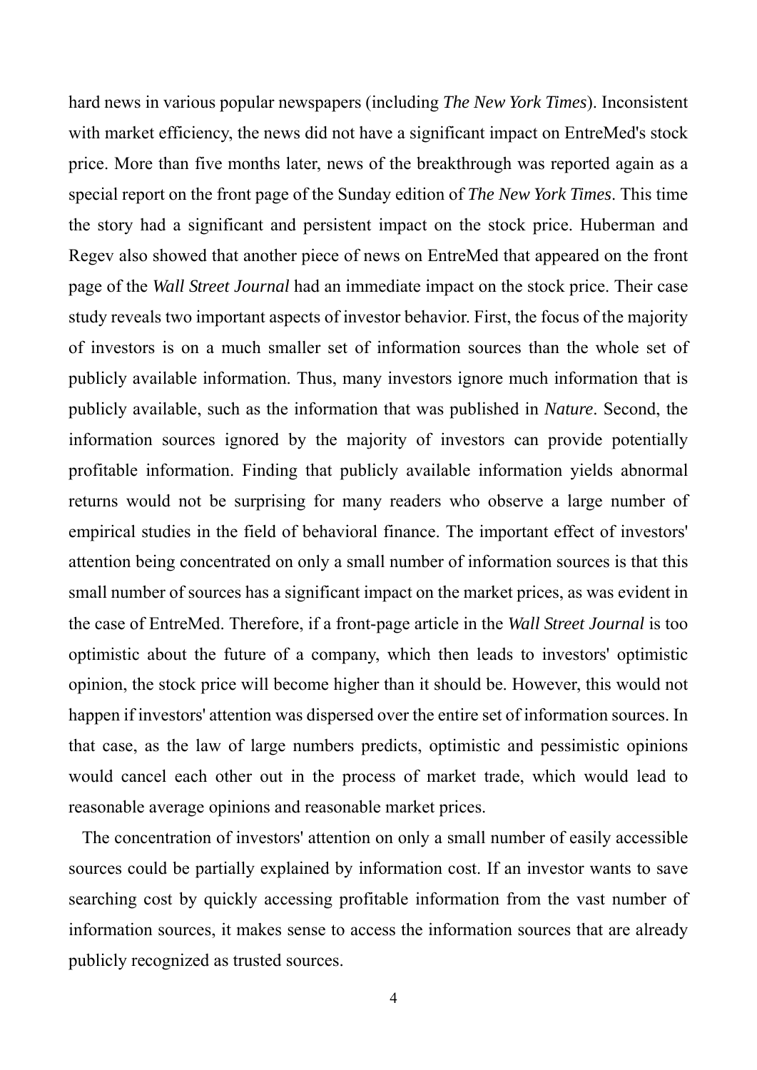hard news in various popular newspapers (including *The New York Times*). Inconsistent with market efficiency, the news did not have a significant impact on EntreMed's stock price. More than five months later, news of the breakthrough was reported again as a special report on the front page of the Sunday edition of *The New York Times*. This time the story had a significant and persistent impact on the stock price. Huberman and Regev also showed that another piece of news on EntreMed that appeared on the front page of the *Wall Street Journal* had an immediate impact on the stock price. Their case study reveals two important aspects of investor behavior. First, the focus of the majority of investors is on a much smaller set of information sources than the whole set of publicly available information. Thus, many investors ignore much information that is publicly available, such as the information that was published in *Nature*. Second, the information sources ignored by the majority of investors can provide potentially profitable information. Finding that publicly available information yields abnormal returns would not be surprising for many readers who observe a large number of empirical studies in the field of behavioral finance. The important effect of investors' attention being concentrated on only a small number of information sources is that this small number of sources has a significant impact on the market prices, as was evident in the case of EntreMed. Therefore, if a front-page article in the *Wall Street Journal* is too optimistic about the future of a company, which then leads to investors' optimistic opinion, the stock price will become higher than it should be. However, this would not happen if investors' attention was dispersed over the entire set of information sources. In that case, as the law of large numbers predicts, optimistic and pessimistic opinions would cancel each other out in the process of market trade, which would lead to reasonable average opinions and reasonable market prices.

The concentration of investors' attention on only a small number of easily accessible sources could be partially explained by information cost. If an investor wants to save searching cost by quickly accessing profitable information from the vast number of information sources, it makes sense to access the information sources that are already publicly recognized as trusted sources.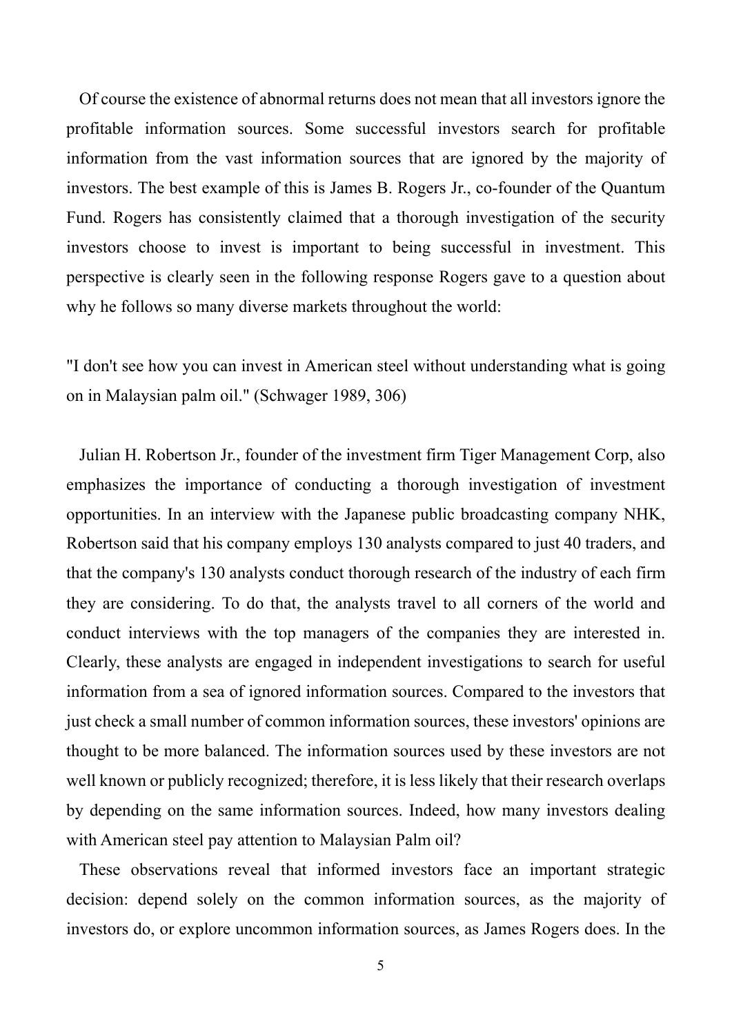Of course the existence of abnormal returns does not mean that all investors ignore the profitable information sources. Some successful investors search for profitable information from the vast information sources that are ignored by the majority of investors. The best example of this is James B. Rogers Jr., co-founder of the Quantum Fund. Rogers has consistently claimed that a thorough investigation of the security investors choose to invest is important to being successful in investment. This perspective is clearly seen in the following response Rogers gave to a question about why he follows so many diverse markets throughout the world:

"I don't see how you can invest in American steel without understanding what is going on in Malaysian palm oil." (Schwager 1989, 306)

Julian H. Robertson Jr., founder of the investment firm Tiger Management Corp, also emphasizes the importance of conducting a thorough investigation of investment opportunities. In an interview with the Japanese public broadcasting company NHK, Robertson said that his company employs 130 analysts compared to just 40 traders, and that the company's 130 analysts conduct thorough research of the industry of each firm they are considering. To do that, the analysts travel to all corners of the world and conduct interviews with the top managers of the companies they are interested in. Clearly, these analysts are engaged in independent investigations to search for useful information from a sea of ignored information sources. Compared to the investors that just check a small number of common information sources, these investors' opinions are thought to be more balanced. The information sources used by these investors are not well known or publicly recognized; therefore, it is less likely that their research overlaps by depending on the same information sources. Indeed, how many investors dealing with American steel pay attention to Malaysian Palm oil?

These observations reveal that informed investors face an important strategic decision: depend solely on the common information sources, as the majority of investors do, or explore uncommon information sources, as James Rogers does. In the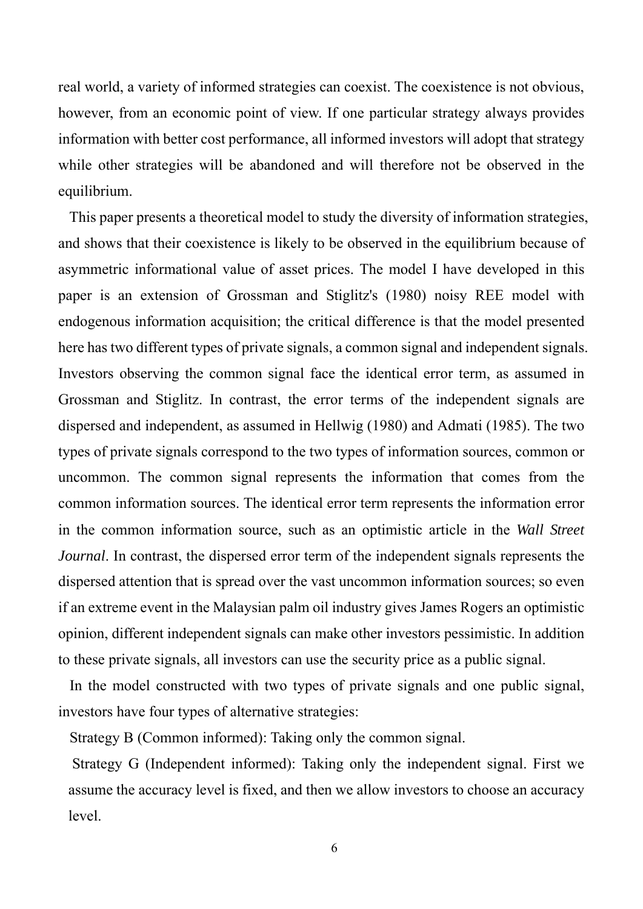real world, a variety of informed strategies can coexist. The coexistence is not obvious, however, from an economic point of view. If one particular strategy always provides information with better cost performance, all informed investors will adopt that strategy while other strategies will be abandoned and will therefore not be observed in the equilibrium.

This paper presents a theoretical model to study the diversity of information strategies, and shows that their coexistence is likely to be observed in the equilibrium because of asymmetric informational value of asset prices. The model I have developed in this paper is an extension of Grossman and Stiglitz's (1980) noisy REE model with endogenous information acquisition; the critical difference is that the model presented here has two different types of private signals, a common signal and independent signals. Investors observing the common signal face the identical error term, as assumed in Grossman and Stiglitz. In contrast, the error terms of the independent signals are dispersed and independent, as assumed in Hellwig (1980) and Admati (1985). The two types of private signals correspond to the two types of information sources, common or uncommon. The common signal represents the information that comes from the common information sources. The identical error term represents the information error in the common information source, such as an optimistic article in the *Wall Street Journal*. In contrast, the dispersed error term of the independent signals represents the dispersed attention that is spread over the vast uncommon information sources; so even if an extreme event in the Malaysian palm oil industry gives James Rogers an optimistic opinion, different independent signals can make other investors pessimistic. In addition to these private signals, all investors can use the security price as a public signal.

In the model constructed with two types of private signals and one public signal, investors have four types of alternative strategies:

Strategy B (Common informed): Taking only the common signal.

Strategy G (Independent informed): Taking only the independent signal. First we assume the accuracy level is fixed, and then we allow investors to choose an accuracy level.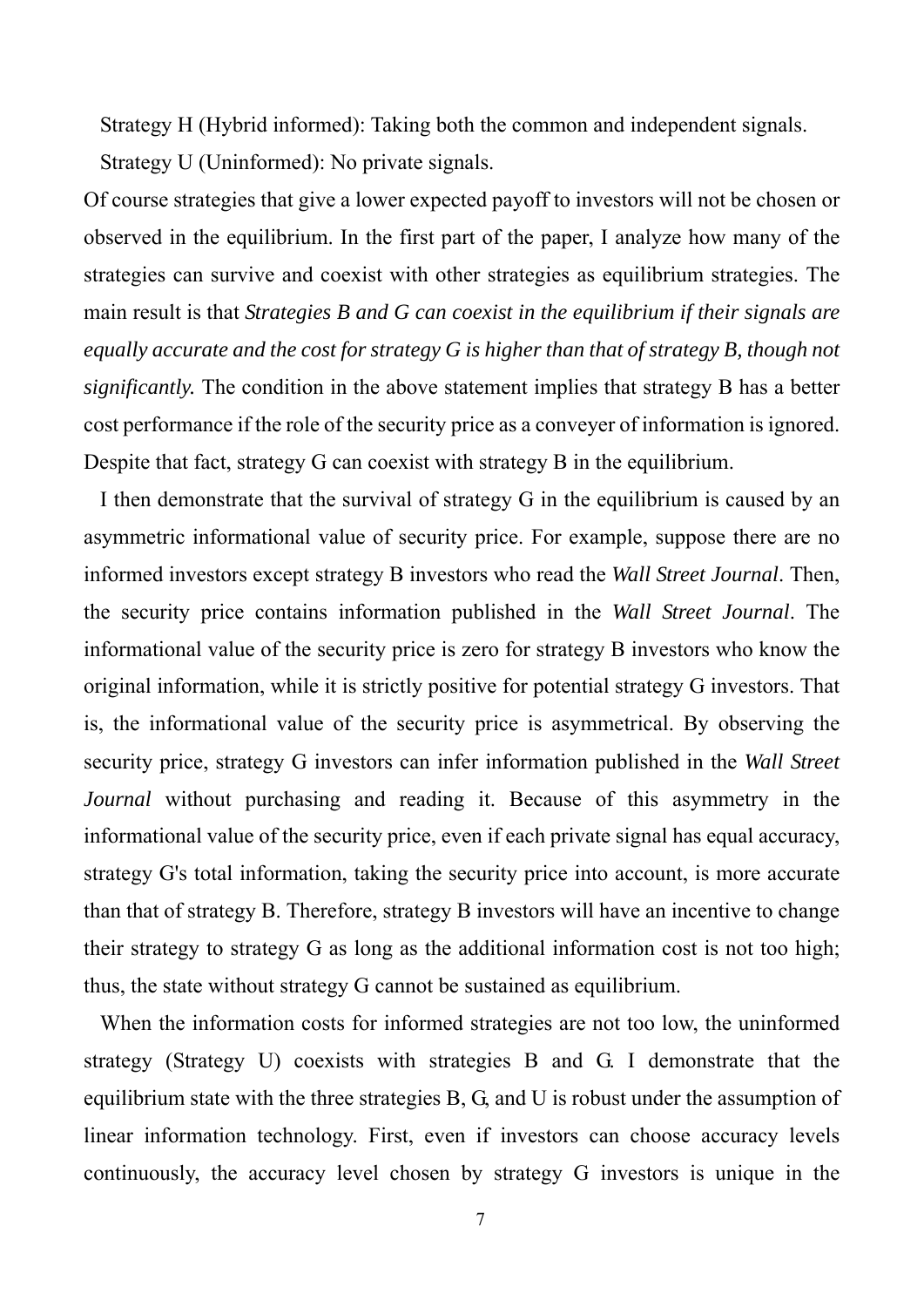Strategy H (Hybrid informed): Taking both the common and independent signals.

Strategy U (Uninformed): No private signals.

Of course strategies that give a lower expected payoff to investors will not be chosen or observed in the equilibrium. In the first part of the paper, I analyze how many of the strategies can survive and coexist with other strategies as equilibrium strategies. The main result is that *Strategies B and G can coexist in the equilibrium if their signals are equally accurate and the cost for strategy G is higher than that of strategy B, though not significantly.* The condition in the above statement implies that strategy B has a better cost performance if the role of the security price as a conveyer of information is ignored. Despite that fact, strategy G can coexist with strategy B in the equilibrium.

I then demonstrate that the survival of strategy G in the equilibrium is caused by an asymmetric informational value of security price. For example, suppose there are no informed investors except strategy B investors who read the *Wall Street Journal*. Then, the security price contains information published in the *Wall Street Journal*. The informational value of the security price is zero for strategy B investors who know the original information, while it is strictly positive for potential strategy G investors. That is, the informational value of the security price is asymmetrical. By observing the security price, strategy G investors can infer information published in the *Wall Street Journal* without purchasing and reading it. Because of this asymmetry in the informational value of the security price, even if each private signal has equal accuracy, strategy G's total information, taking the security price into account, is more accurate than that of strategy B. Therefore, strategy B investors will have an incentive to change their strategy to strategy G as long as the additional information cost is not too high; thus, the state without strategy G cannot be sustained as equilibrium.

When the information costs for informed strategies are not too low, the uninformed strategy (Strategy U) coexists with strategies B and G. I demonstrate that the equilibrium state with the three strategies B, G, and U is robust under the assumption of linear information technology. First, even if investors can choose accuracy levels continuously, the accuracy level chosen by strategy G investors is unique in the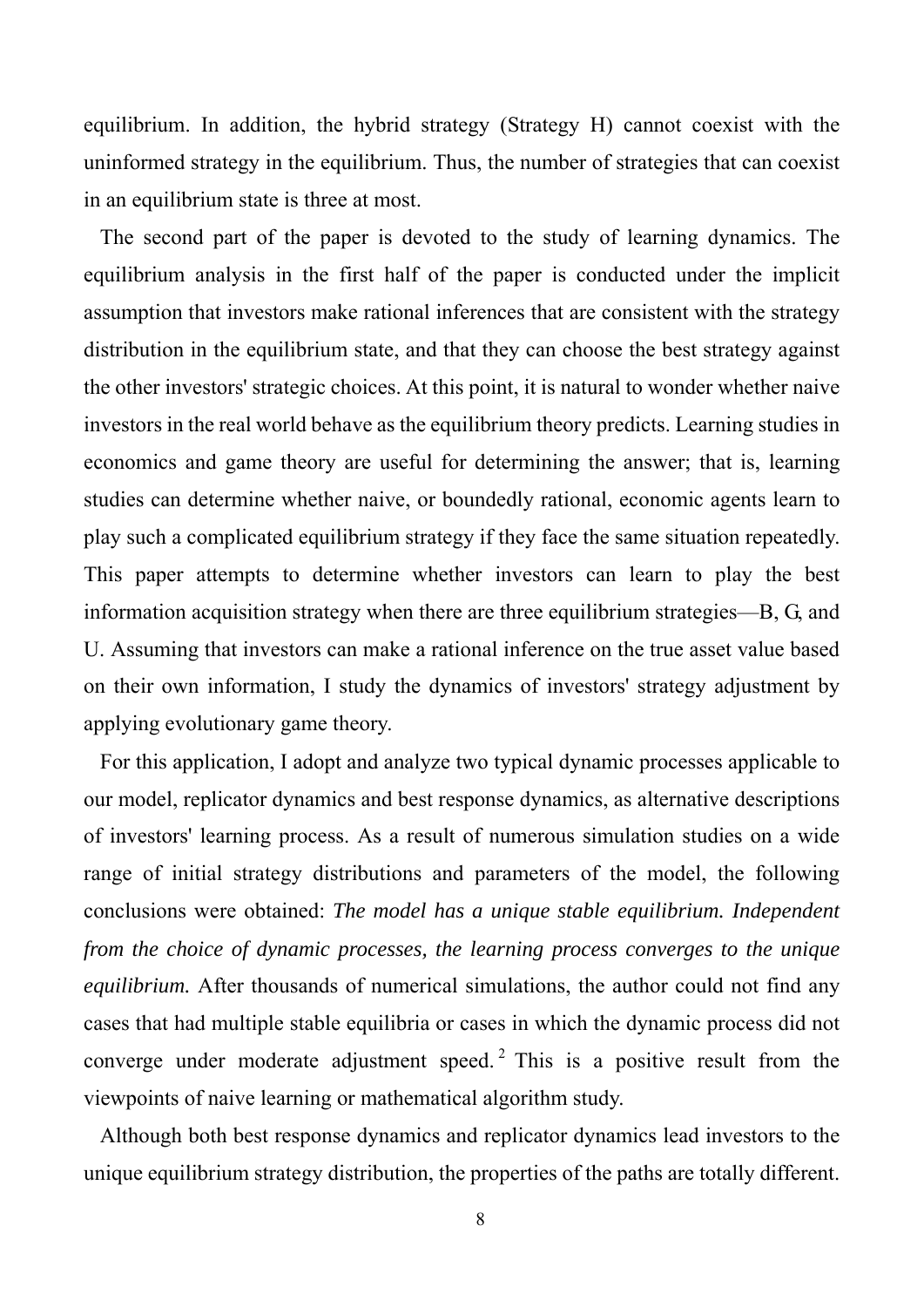equilibrium. In addition, the hybrid strategy (Strategy H) cannot coexist with the uninformed strategy in the equilibrium. Thus, the number of strategies that can coexist in an equilibrium state is three at most.

The second part of the paper is devoted to the study of learning dynamics. The equilibrium analysis in the first half of the paper is conducted under the implicit assumption that investors make rational inferences that are consistent with the strategy distribution in the equilibrium state, and that they can choose the best strategy against the other investors' strategic choices. At this point, it is natural to wonder whether naive investors in the real world behave as the equilibrium theory predicts. Learning studies in economics and game theory are useful for determining the answer; that is, learning studies can determine whether naive, or boundedly rational, economic agents learn to play such a complicated equilibrium strategy if they face the same situation repeatedly. This paper attempts to determine whether investors can learn to play the best information acquisition strategy when there are three equilibrium strategies—B, G, and U. Assuming that investors can make a rational inference on the true asset value based on their own information, I study the dynamics of investors' strategy adjustment by applying evolutionary game theory.

For this application, I adopt and analyze two typical dynamic processes applicable to our model, replicator dynamics and best response dynamics, as alternative descriptions of investors' learning process. As a result of numerous simulation studies on a wide range of initial strategy distributions and parameters of the model, the following conclusions were obtained: *The model has a unique stable equilibrium. Independent from the choice of dynamic processes, the learning process converges to the unique equilibrium.* After thousands of numerical simulations, the author could not find any cases that had multiple stable equilibria or cases in which the dynamic process did not converge under moderate adjustment speed.[2] This is a positive result from the viewpoints of naive learning or mathematical algorithm study.

Although both best response dynamics and replicator dynamics lead investors to the unique equilibrium strategy distribution, the properties of the paths are totally different.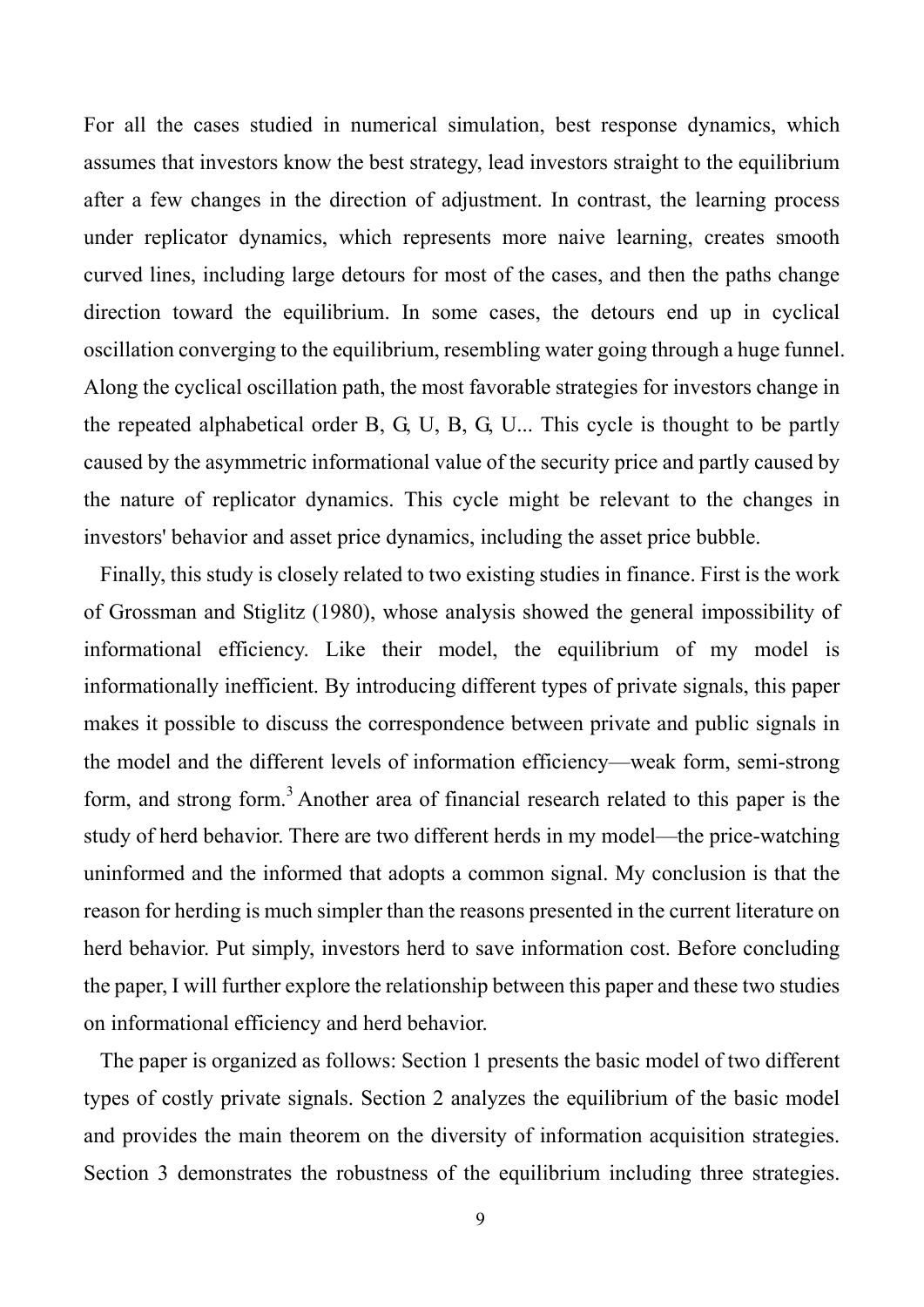For all the cases studied in numerical simulation, best response dynamics, which assumes that investors know the best strategy, lead investors straight to the equilibrium after a few changes in the direction of adjustment. In contrast, the learning process under replicator dynamics, which represents more naive learning, creates smooth curved lines, including large detours for most of the cases, and then the paths change direction toward the equilibrium. In some cases, the detours end up in cyclical oscillation converging to the equilibrium, resembling water going through a huge funnel. Along the cyclical oscillation path, the most favorable strategies for investors change in the repeated alphabetical order B, G, U, B, G, U... This cycle is thought to be partly caused by the asymmetric informational value of the security price and partly caused by the nature of replicator dynamics. This cycle might be relevant to the changes in investors' behavior and asset price dynamics, including the asset price bubble.

Finally, this study is closely related to two existing studies in finance. First is the work of Grossman and Stiglitz (1980), whose analysis showed the general impossibility of informational efficiency. Like their model, the equilibrium of my model is informationally inefficient. By introducing different types of private signals, this paper makes it possible to discuss the correspondence between private and public signals in the model and the different levels of information efficiency—weak form, semi-strong form, and strong form.[3] Another area of financial research related to this paper is the study of herd behavior. There are two different herds in my model—the price-watching uninformed and the informed that adopts a common signal. My conclusion is that the reason for herding is much simpler than the reasons presented in the current literature on herd behavior. Put simply, investors herd to save information cost. Before concluding the paper, I will further explore the relationship between this paper and these two studies on informational efficiency and herd behavior.

The paper is organized as follows: Section 1 presents the basic model of two different types of costly private signals. Section 2 analyzes the equilibrium of the basic model and provides the main theorem on the diversity of information acquisition strategies. Section 3 demonstrates the robustness of the equilibrium including three strategies.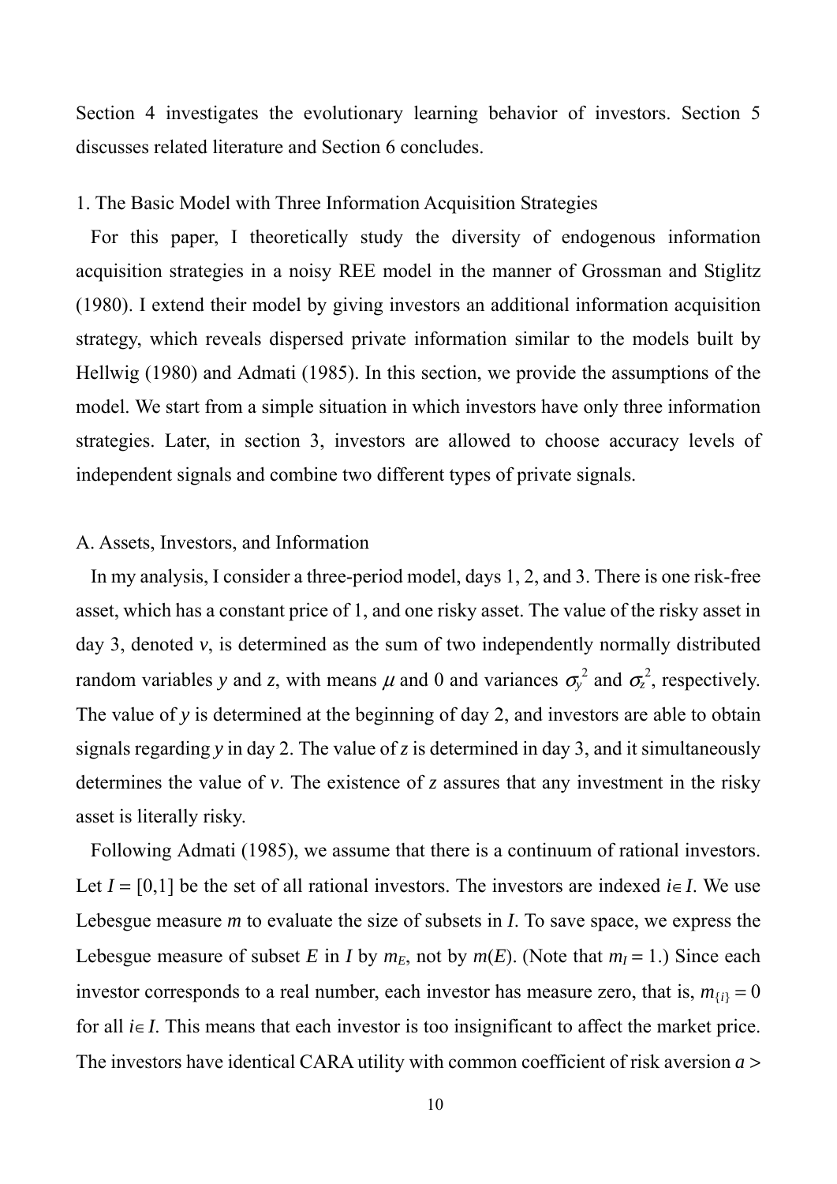Section 4 investigates the evolutionary learning behavior of investors. Section 5 discusses related literature and Section 6 concludes.

## 1. The Basic Model with Three Information Acquisition Strategies

For this paper, I theoretically study the diversity of endogenous information acquisition strategies in a noisy REE model in the manner of Grossman and Stiglitz (1980). I extend their model by giving investors an additional information acquisition strategy, which reveals dispersed private information similar to the models built by Hellwig (1980) and Admati (1985). In this section, we provide the assumptions of the model. We start from a simple situation in which investors have only three information strategies. Later, in section 3, investors are allowed to choose accuracy levels of independent signals and combine two different types of private signals.

### A. Assets, Investors, and Information

In my analysis, I consider a three-period model, days 1, 2, and 3. There is one risk-free asset, which has a constant price of 1, and one risky asset. The value of the risky asset in day 3, denoted $v$, is determined as the sum of two independently normally distributed random variables $y$ and $z$, with means $\mu$ and 0 and variances $\sigma_y^2$ and $\sigma_z^2$, respectively. The value of $y$ is determined at the beginning of day 2, and investors are able to obtain signals regarding $y$ in day 2. The value of $z$ is determined in day 3, and it simultaneously determines the value of $v$. The existence of $z$ assures that any investment in the risky asset is literally risky.

Following Admati (1985), we assume that there is a continuum of rational investors. Let $I = [0,1]$ be the set of all rational investors. The investors are indexed $i \in I$. We use Lebesgue measure $m$ to evaluate the size of subsets in $I$. To save space, we express the Lebesgue measure of subset $E$ in $I$ by $m_E$, not by $m(E)$. (Note that $m_I = 1$.) Since each investor corresponds to a real number, each investor has measure zero, that is, $m_{\{i\}} = 0$ for all $i \in I$. This means that each investor is too insignificant to affect the market price. The investors have identical CARA utility with common coefficient of risk aversion $a >$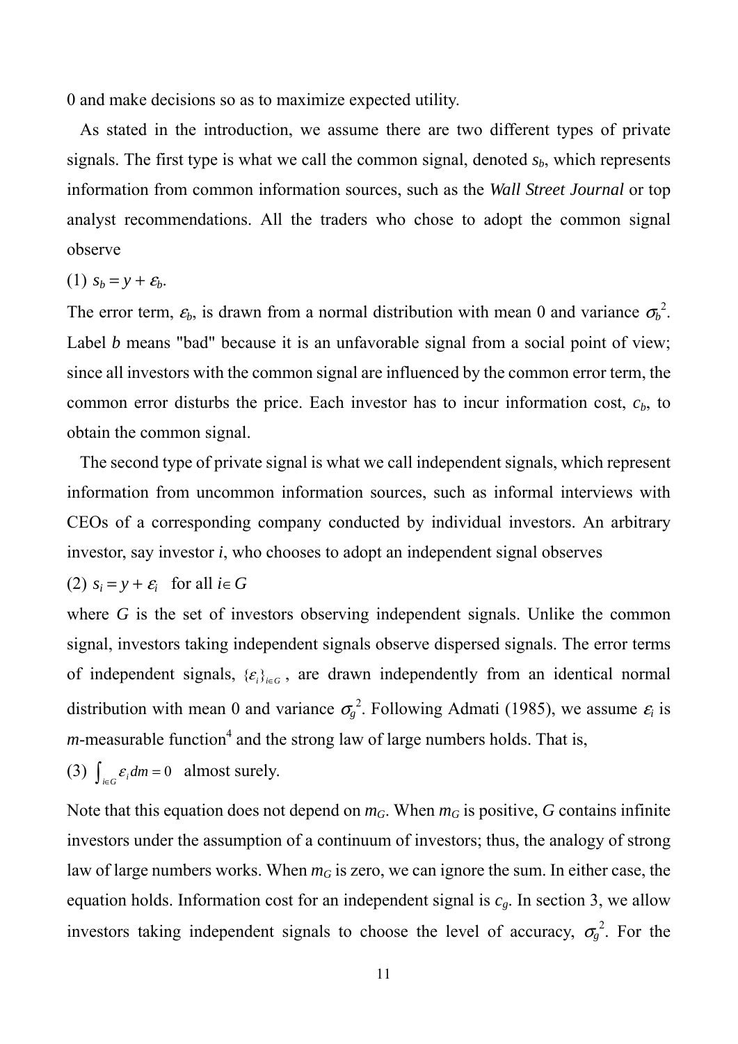0 and make decisions so as to maximize expected utility.

As stated in the introduction, we assume there are two different types of private signals. The first type is what we call the common signal, denoted $s_b$, which represents information from common information sources, such as the *Wall Street Journal* or top analyst recommendations. All the traders who chose to adopt the common signal observe

(1) $s_b = y + \varepsilon_b$.

The error term, $\varepsilon_b$, is drawn from a normal distribution with mean 0 and variance $\sigma_b^2$. Label $b$ means "bad" because it is an unfavorable signal from a social point of view; since all investors with the common signal are influenced by the common error term, the common error disturbs the price. Each investor has to incur information cost, $c_b$, to obtain the common signal.

The second type of private signal is what we call independent signals, which represent information from uncommon information sources, such as informal interviews with CEOs of a corresponding company conducted by individual investors. An arbitrary investor, say investor $i$, who chooses to adopt an independent signal observes

(2) $s_i = y + \varepsilon_i$ for all $i \in G$

where $G$ is the set of investors observing independent signals. Unlike the common signal, investors taking independent signals observe dispersed signals. The error terms of independent signals, $\{\varepsilon_i\}_{i \in G}$, are drawn independently from an identical normal distribution with mean 0 and variance $\sigma_g^2$. Following Admati (1985), we assume $\varepsilon_i$ is $m$-measurable function[4] and the strong law of large numbers holds. That is,

(3) $\int_{i \in G} \varepsilon_i dm = 0$ almost surely.

Note that this equation does not depend on $m_G$. When $m_G$ is positive, $G$ contains infinite investors under the assumption of a continuum of investors; thus, the analogy of strong law of large numbers works. When $m_G$ is zero, we can ignore the sum. In either case, the equation holds. Information cost for an independent signal is $c_g$. In section 3, we allow investors taking independent signals to choose the level of accuracy, $\sigma_g^2$. For the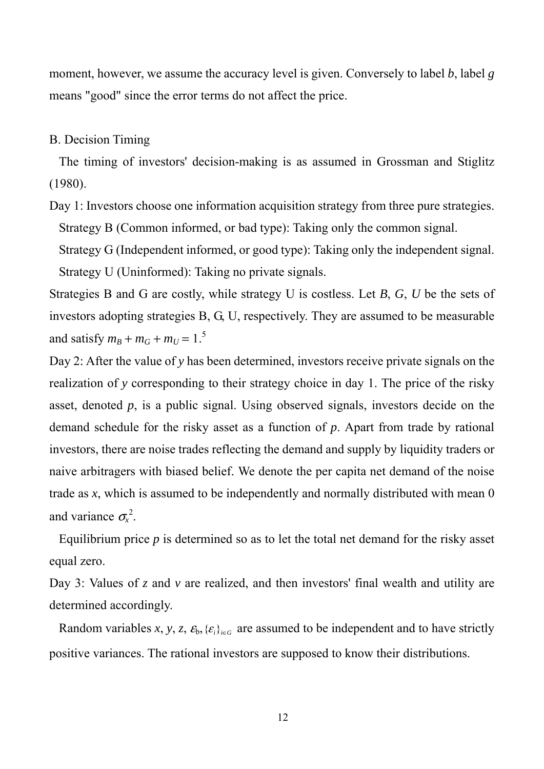moment, however, we assume the accuracy level is given. Conversely to label $b$, label $g$ means "good" since the error terms do not affect the price.

## B. Decision Timing

The timing of investors' decision-making is as assumed in Grossman and Stiglitz (1980).

Day 1: Investors choose one information acquisition strategy from three pure strategies.

Strategy B (Common informed, or bad type): Taking only the common signal.

Strategy G (Independent informed, or good type): Taking only the independent signal.

Strategy U (Uninformed): Taking no private signals.

Strategies B and G are costly, while strategy U is costless. Let $B$, $G$, $U$ be the sets of investors adopting strategies B, G, U, respectively. They are assumed to be measurable and satisfy $m_B + m_G + m_U = 1$.[5]

Day 2: After the value of $y$ has been determined, investors receive private signals on the realization of $y$ corresponding to their strategy choice in day 1. The price of the risky asset, denoted $p$, is a public signal. Using observed signals, investors decide on the demand schedule for the risky asset as a function of $p$. Apart from trade by rational investors, there are noise trades reflecting the demand and supply by liquidity traders or naive arbitragers with biased belief. We denote the per capita net demand of the noise trade as $x$, which is assumed to be independently and normally distributed with mean 0 and variance $\sigma_x^2$.

Equilibrium price $p$ is determined so as to let the total net demand for the risky asset equal zero.

Day 3: Values of $z$ and $v$ are realized, and then investors' final wealth and utility are determined accordingly.

Random variables $x$, $y$, $z$, $\varepsilon_b$, $\{\varepsilon_i\}_{i \in G}$ are assumed to be independent and to have strictly positive variances. The rational investors are supposed to know their distributions.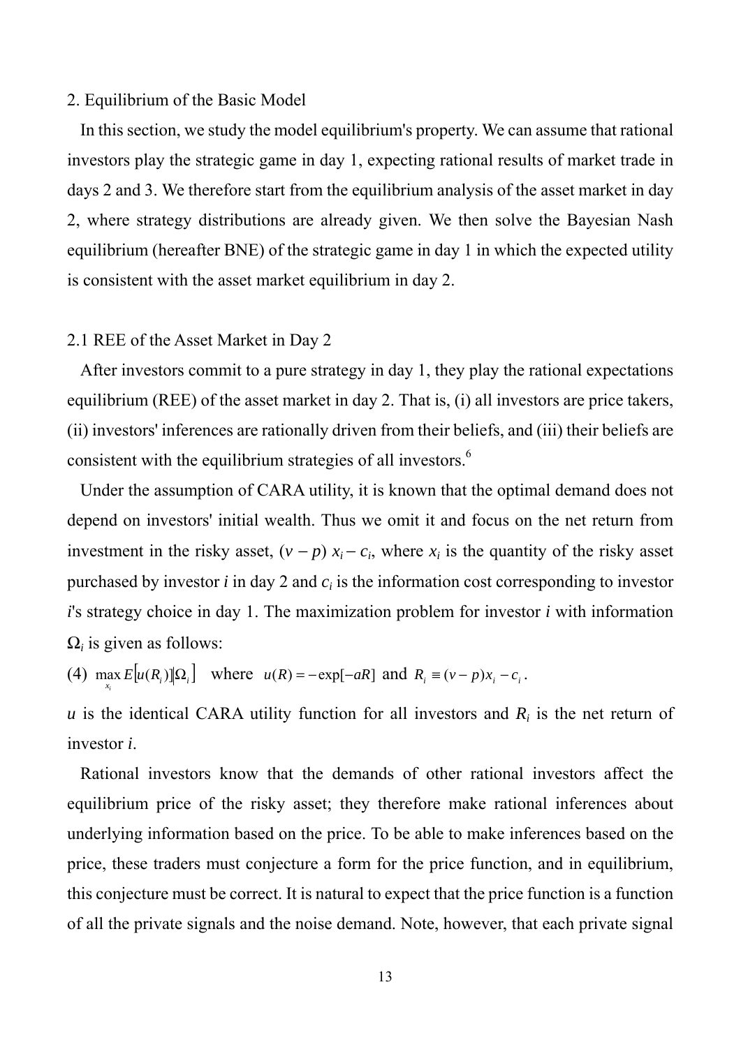## 2. Equilibrium of the Basic Model

In this section, we study the model equilibrium's property. We can assume that rational investors play the strategic game in day 1, expecting rational results of market trade in days 2 and 3. We therefore start from the equilibrium analysis of the asset market in day 2, where strategy distributions are already given. We then solve the Bayesian Nash equilibrium (hereafter BNE) of the strategic game in day 1 in which the expected utility is consistent with the asset market equilibrium in day 2.

### 2.1 REE of the Asset Market in Day 2

After investors commit to a pure strategy in day 1, they play the rational expectations equilibrium (REE) of the asset market in day 2. That is, (i) all investors are price takers, (ii) investors' inferences are rationally driven from their beliefs, and (iii) their beliefs are consistent with the equilibrium strategies of all investors.[6]

Under the assumption of CARA utility, it is known that the optimal demand does not depend on investors' initial wealth. Thus we omit it and focus on the net return from investment in the risky asset, $(v - p)\, x_i - c_i$, where $x_i$ is the quantity of the risky asset purchased by investor $i$ in day 2 and $c_i$ is the information cost corresponding to investor $i$'s strategy choice in day 1. The maximization problem for investor $i$ with information $\Omega_i$ is given as follows:

(4) $\max_{x_i} E\left[u(R_i) \| \Omega_i\right]$ where $u(R) = -\exp[-aR]$ and $R_i \equiv (v-p)x_i - c_i$.

$u$ is the identical CARA utility function for all investors and $R_i$ is the net return of investor $i$.

Rational investors know that the demands of other rational investors affect the equilibrium price of the risky asset; they therefore make rational inferences about underlying information based on the price. To be able to make inferences based on the price, these traders must conjecture a form for the price function, and in equilibrium, this conjecture must be correct. It is natural to expect that the price function is a function of all the private signals and the noise demand. Note, however, that each private signal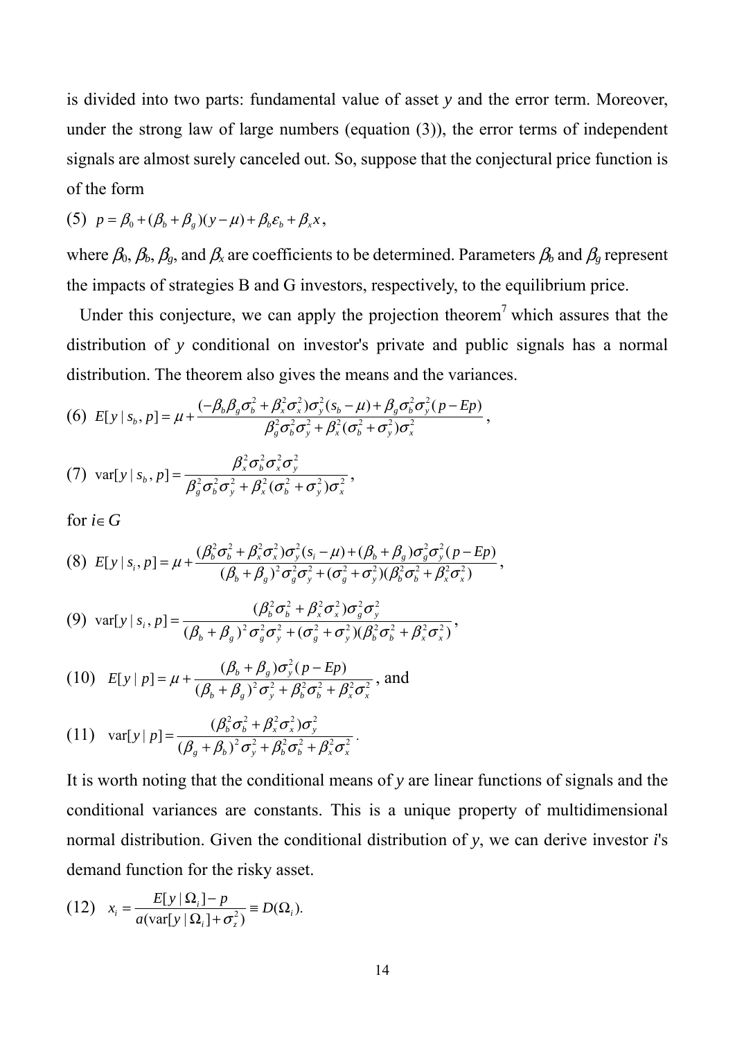is divided into two parts: fundamental value of asset $y$ and the error term. Moreover, under the strong law of large numbers (equation (3)), the error terms of independent signals are almost surely canceled out. So, suppose that the conjectural price function is of the form

$$(5)\quad p = \beta_0 + (\beta_b + \beta_g)(y - \mu) + \beta_b \varepsilon_b + \beta_x x,$$

where $\beta_0$, $\beta_b$, $\beta_g$, and $\beta_x$ are coefficients to be determined. Parameters $\beta_b$ and $\beta_g$ represent the impacts of strategies B and G investors, respectively, to the equilibrium price.

Under this conjecture, we can apply the projection theorem[7] which assures that the distribution of $y$ conditional on investor's private and public signals has a normal distribution. The theorem also gives the means and the variances.

$$(6)\quad E[y \mid s_b, p] = \mu + \frac{(-\beta_b\beta_g\sigma_b^2 + \beta_x^2\sigma_x^2)\sigma_y^2(s_b - \mu) + \beta_g\sigma_b^2\sigma_y^2(p - Ep)}{\beta_g^2\sigma_b^2\sigma_y^2 + \beta_x^2(\sigma_b^2 + \sigma_y^2)\sigma_x^2},$$

$$(7)\quad \mathrm{var}[y \mid s_b, p] = \frac{\beta_x^2\sigma_b^2\sigma_x^2\sigma_y^2}{\beta_g^2\sigma_b^2\sigma_y^2 + \beta_x^2(\sigma_b^2 + \sigma_y^2)\sigma_x^2},$$

for $i \in G$

$$(8)\quad E[y \mid s_i, p] = \mu + \frac{(\beta_b^2\sigma_b^2 + \beta_x^2\sigma_x^2)\sigma_y^2(s_i - \mu) + (\beta_b + \beta_g)\sigma_g^2\sigma_y^2(p - Ep)}{(\beta_b + \beta_g)^2\sigma_g^2\sigma_y^2 + (\sigma_g^2 + \sigma_y^2)(\beta_b^2\sigma_b^2 + \beta_x^2\sigma_x^2)},$$

$$(9)\quad \mathrm{var}[y \mid s_i, p] = \frac{(\beta_b^2\sigma_b^2 + \beta_x^2\sigma_x^2)\sigma_g^2\sigma_y^2}{(\beta_b + \beta_g)^2\sigma_g^2\sigma_y^2 + (\sigma_g^2 + \sigma_y^2)(\beta_b^2\sigma_b^2 + \beta_x^2\sigma_x^2)},$$

$$(10)\quad E[y \mid p] = \mu + \frac{(\beta_b + \beta_g)\sigma_y^2(p - Ep)}{(\beta_b + \beta_g)^2\sigma_y^2 + \beta_b^2\sigma_b^2 + \beta_x^2\sigma_x^2}, \text{ and}$$

$$(11)\quad \mathrm{var}[y \mid p] = \frac{(\beta_b^2\sigma_b^2 + \beta_x^2\sigma_x^2)\sigma_y^2}{(\beta_g + \beta_b)^2\sigma_y^2 + \beta_b^2\sigma_b^2 + \beta_x^2\sigma_x^2}.$$

It is worth noting that the conditional means of $y$ are linear functions of signals and the conditional variances are constants. This is a unique property of multidimensional normal distribution. Given the conditional distribution of $y$, we can derive investor $i$'s demand function for the risky asset.

$$(12)\quad x_i = \frac{E[y \mid \Omega_i] - p}{a(\mathrm{var}[y \mid \Omega_i] + \sigma_z^2)} \equiv D(\Omega_i).$$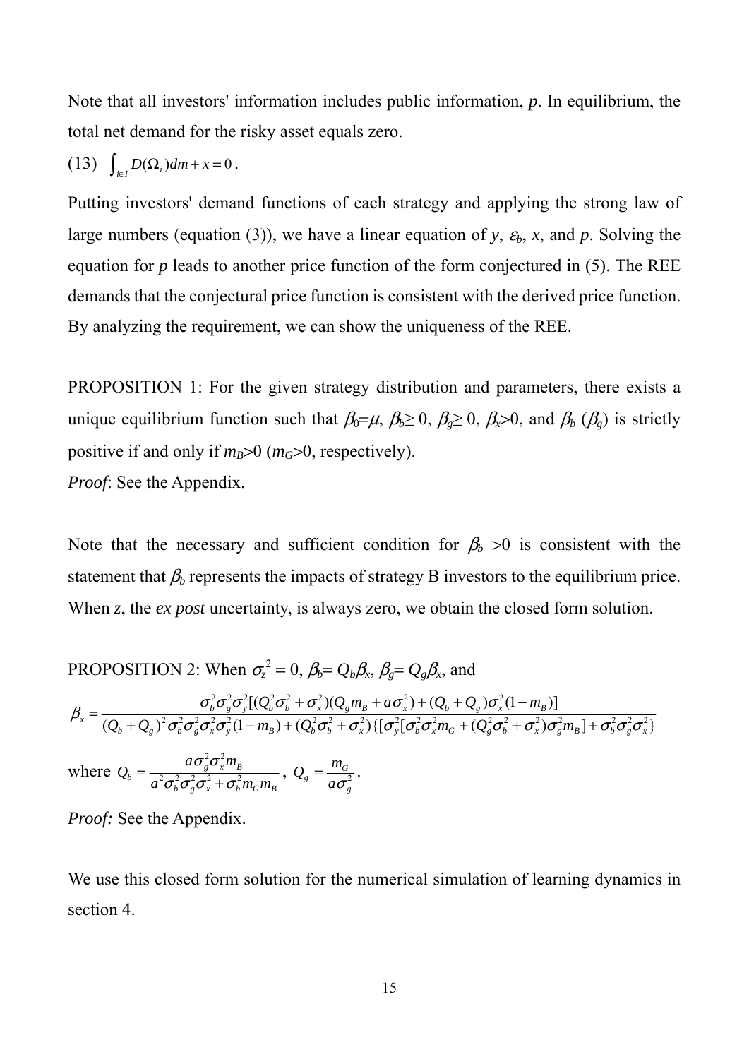Note that all investors' information includes public information, $p$. In equilibrium, the total net demand for the risky asset equals zero.

$$(13)\quad \int_{i \in I} D(\Omega_i)dm + x = 0 .$$

Putting investors' demand functions of each strategy and applying the strong law of large numbers (equation (3)), we have a linear equation of $y$, $\varepsilon_b$, $x$, and $p$. Solving the equation for $p$ leads to another price function of the form conjectured in (5). The REE demands that the conjectural price function is consistent with the derived price function. By analyzing the requirement, we can show the uniqueness of the REE.

PROPOSITION 1: For the given strategy distribution and parameters, there exists a unique equilibrium function such that $\beta_0 = \mu$, $\beta_b \geq 0$, $\beta_g \geq 0$, $\beta_x > 0$, and $\beta_b$ ($\beta_g$) is strictly positive if and only if $m_B > 0$ ($m_G > 0$, respectively).

*Proof*: See the Appendix.

Note that the necessary and sufficient condition for $\beta_b > 0$ is consistent with the statement that $\beta_b$ represents the impacts of strategy B investors to the equilibrium price. When $z$, the *ex post* uncertainty, is always zero, we obtain the closed form solution.

PROPOSITION 2: When $\sigma_z^2 = 0$, $\beta_b = Q_b \beta_x$, $\beta_g = Q_g \beta_x$, and

$$\beta_x = \frac{\sigma_b^2 \sigma_g^2 \sigma_y^2 [(Q_b^2 \sigma_b^2 + \sigma_x^2)(Q_g m_B + a\sigma_x^2) + (Q_b + Q_g)\sigma_x^2 (1 - m_B)]}{(Q_b + Q_g)^2 \sigma_b^2 \sigma_g^2 \sigma_x^2 \sigma_y^2 (1 - m_B) + (Q_b^2 \sigma_b^2 + \sigma_x^2)\{[\sigma_y^2 [\sigma_b^2 \sigma_x^2 m_G + (Q_g^2 \sigma_b^2 + \sigma_x^2)\sigma_g^2 m_B] + \sigma_b^2 \sigma_g^2 \sigma_x^2\}}$$

where $Q_b = \dfrac{a\sigma_g^2 \sigma_x^2 m_B}{a^2 \sigma_b^2 \sigma_g^2 \sigma_x^2 + \sigma_b^2 m_G m_B}$, $Q_g = \dfrac{m_G}{a\sigma_g^2}$.

*Proof:* See the Appendix.

We use this closed form solution for the numerical simulation of learning dynamics in section 4.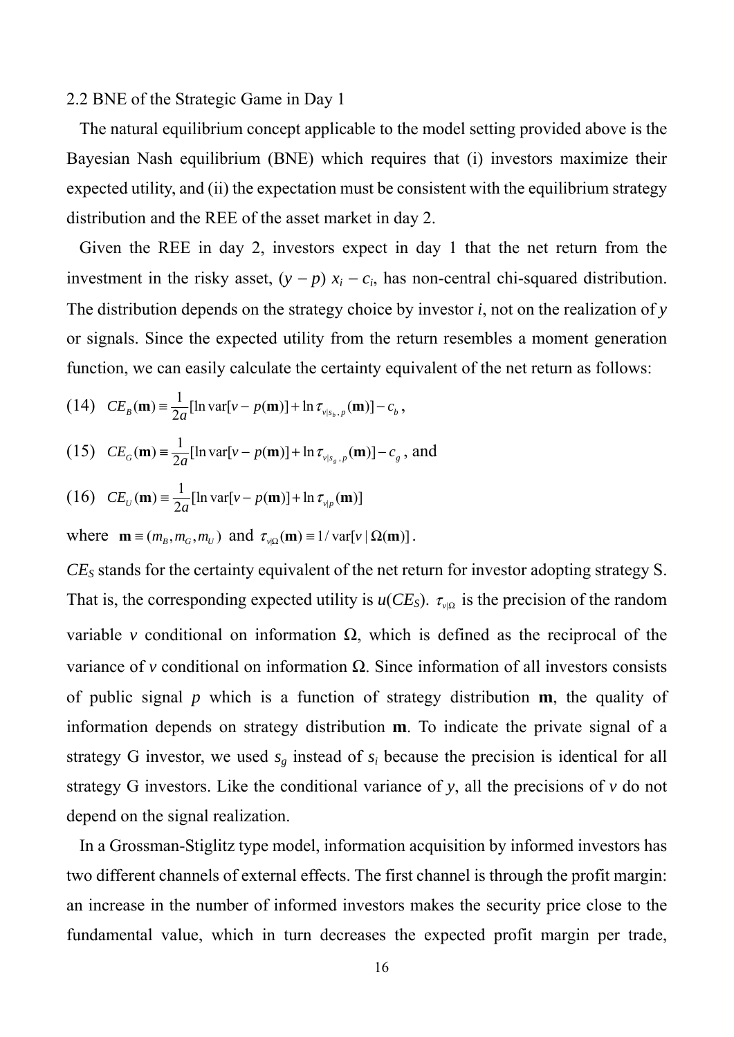2.2 BNE of the Strategic Game in Day 1

The natural equilibrium concept applicable to the model setting provided above is the Bayesian Nash equilibrium (BNE) which requires that (i) investors maximize their expected utility, and (ii) the expectation must be consistent with the equilibrium strategy distribution and the REE of the asset market in day 2.

Given the REE in day 2, investors expect in day 1 that the net return from the investment in the risky asset, $(y - p)\, x_i - c_i$, has non-central chi-squared distribution. The distribution depends on the strategy choice by investor $i$, not on the realization of $y$ or signals. Since the expected utility from the return resembles a moment generation function, we can easily calculate the certainty equivalent of the net return as follows:

$$(14) \quad CE_B(\mathbf{m}) \equiv \frac{1}{2a}[\ln \mathrm{var}[v - p(\mathbf{m})] + \ln \tau_{v|s_b,p}(\mathbf{m})] - c_b,$$

$$(15) \quad CE_G(\mathbf{m}) \equiv \frac{1}{2a}[\ln \mathrm{var}[v - p(\mathbf{m})] + \ln \tau_{v|s_g,p}(\mathbf{m})] - c_g, \text{ and}$$

$$(16) \quad CE_U(\mathbf{m}) \equiv \frac{1}{2a}[\ln \mathrm{var}[v - p(\mathbf{m})] + \ln \tau_{v|p}(\mathbf{m})]$$

where $\mathbf{m} \equiv (m_B, m_G, m_U)$ and $\tau_{v|\Omega}(\mathbf{m}) \equiv 1/\mathrm{var}[v \mid \Omega(\mathbf{m})]$.

$CE_S$ stands for the certainty equivalent of the net return for investor adopting strategy S. That is, the corresponding expected utility is $u(CE_S)$. $\tau_{v|\Omega}$ is the precision of the random variable $v$ conditional on information $\Omega$, which is defined as the reciprocal of the variance of $v$ conditional on information $\Omega$. Since information of all investors consists of public signal $p$ which is a function of strategy distribution $\mathbf{m}$, the quality of information depends on strategy distribution $\mathbf{m}$. To indicate the private signal of a strategy G investor, we used $s_g$ instead of $s_i$ because the precision is identical for all strategy G investors. Like the conditional variance of $y$, all the precisions of $v$ do not depend on the signal realization.

In a Grossman-Stiglitz type model, information acquisition by informed investors has two different channels of external effects. The first channel is through the profit margin: an increase in the number of informed investors makes the security price close to the fundamental value, which in turn decreases the expected profit margin per trade,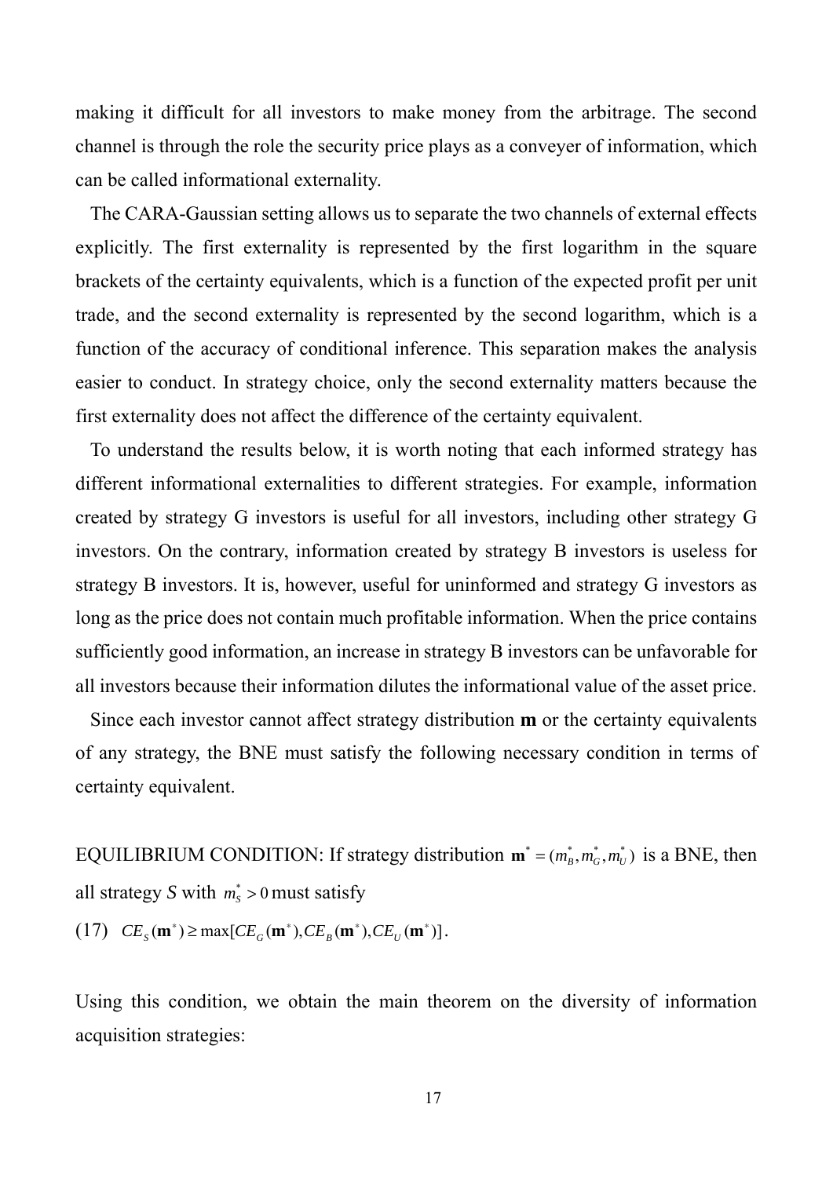making it difficult for all investors to make money from the arbitrage. The second channel is through the role the security price plays as a conveyer of information, which can be called informational externality.

The CARA-Gaussian setting allows us to separate the two channels of external effects explicitly. The first externality is represented by the first logarithm in the square brackets of the certainty equivalents, which is a function of the expected profit per unit trade, and the second externality is represented by the second logarithm, which is a function of the accuracy of conditional inference. This separation makes the analysis easier to conduct. In strategy choice, only the second externality matters because the first externality does not affect the difference of the certainty equivalent.

To understand the results below, it is worth noting that each informed strategy has different informational externalities to different strategies. For example, information created by strategy G investors is useful for all investors, including other strategy G investors. On the contrary, information created by strategy B investors is useless for strategy B investors. It is, however, useful for uninformed and strategy G investors as long as the price does not contain much profitable information. When the price contains sufficiently good information, an increase in strategy B investors can be unfavorable for all investors because their information dilutes the informational value of the asset price.

Since each investor cannot affect strategy distribution **m** or the certainty equivalents of any strategy, the BNE must satisfy the following necessary condition in terms of certainty equivalent.

EQUILIBRIUM CONDITION: If strategy distribution $\mathbf{m}^* = (m_B^*, m_G^*, m_U^*)$ is a BNE, then all strategy $S$ with $m_S^* > 0$ must satisfy

$$(17) \quad CE_S(\mathbf{m}^*) \geq \max[CE_G(\mathbf{m}^*), CE_B(\mathbf{m}^*), CE_U(\mathbf{m}^*)].$$

Using this condition, we obtain the main theorem on the diversity of information acquisition strategies: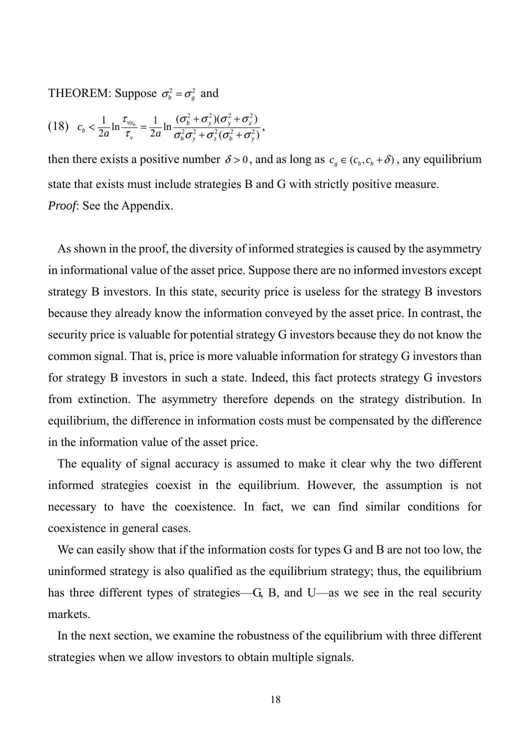THEOREM: Suppose $\sigma_b^2 = \sigma_g^2$ and

$$(18) \quad c_b < \frac{1}{2a} \ln \frac{\tau_{v|s_b}}{\tau_v} = \frac{1}{2a} \ln \frac{(\sigma_b^2 + \sigma_y^2)(\sigma_y^2 + \sigma_z^2)}{\sigma_b^2 \sigma_y^2 + \sigma_z^2 (\sigma_b^2 + \sigma_y^2)},$$

then there exists a positive number $\delta > 0$, and as long as $c_g \in (c_b, c_b + \delta)$, any equilibrium state that exists must include strategies B and G with strictly positive measure.

*Proof*: See the Appendix.

As shown in the proof, the diversity of informed strategies is caused by the asymmetry in informational value of the asset price. Suppose there are no informed investors except strategy B investors. In this state, security price is useless for the strategy B investors because they already know the information conveyed by the asset price. In contrast, the security price is valuable for potential strategy G investors because they do not know the common signal. That is, price is more valuable information for strategy G investors than for strategy B investors in such a state. Indeed, this fact protects strategy G investors from extinction. The asymmetry therefore depends on the strategy distribution. In equilibrium, the difference in information costs must be compensated by the difference in the information value of the asset price.

The equality of signal accuracy is assumed to make it clear why the two different informed strategies coexist in the equilibrium. However, the assumption is not necessary to have the coexistence. In fact, we can find similar conditions for coexistence in general cases.

We can easily show that if the information costs for types G and B are not too low, the uninformed strategy is also qualified as the equilibrium strategy; thus, the equilibrium has three different types of strategies—G, B, and U—as we see in the real security markets.

In the next section, we examine the robustness of the equilibrium with three different strategies when we allow investors to obtain multiple signals.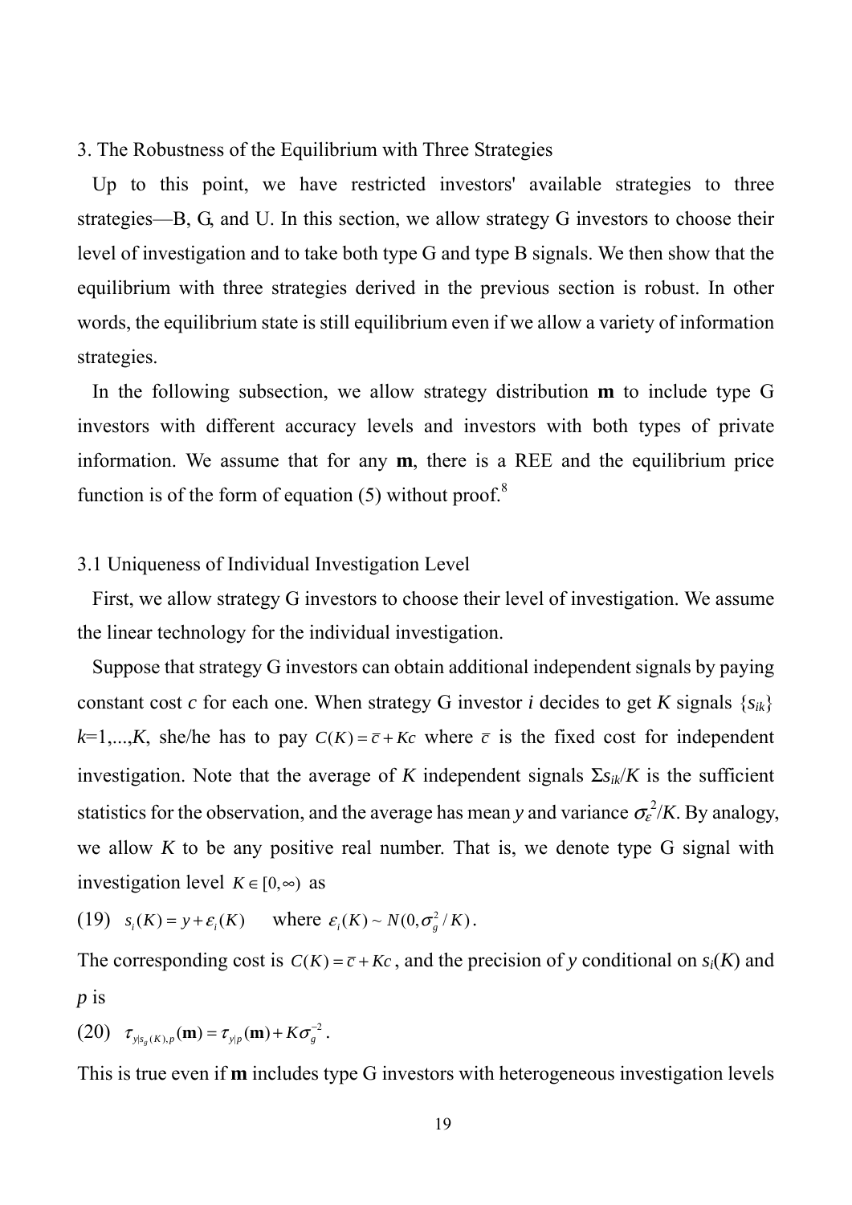## 3. The Robustness of the Equilibrium with Three Strategies

Up to this point, we have restricted investors' available strategies to three strategies—B, G, and U. In this section, we allow strategy G investors to choose their level of investigation and to take both type G and type B signals. We then show that the equilibrium with three strategies derived in the previous section is robust. In other words, the equilibrium state is still equilibrium even if we allow a variety of information strategies.

In the following subsection, we allow strategy distribution **m** to include type G investors with different accuracy levels and investors with both types of private information. We assume that for any **m**, there is a REE and the equilibrium price function is of the form of equation (5) without proof.[8]

### 3.1 Uniqueness of Individual Investigation Level

First, we allow strategy G investors to choose their level of investigation. We assume the linear technology for the individual investigation.

Suppose that strategy G investors can obtain additional independent signals by paying constant cost $c$ for each one. When strategy G investor $i$ decides to get $K$ signals $\{s_{ik}\}$ $k$=1,...,$K$, she/he has to pay $C(K) = \bar{c} + Kc$ where $\bar{c}$ is the fixed cost for independent investigation. Note that the average of $K$ independent signals $\Sigma s_{ik}/K$ is the sufficient statistics for the observation, and the average has mean $y$ and variance $\sigma_\varepsilon^2/K$. By analogy, we allow $K$ to be any positive real number. That is, we denote type G signal with investigation level $K \in [0, \infty)$ as

$$\text{(19)} \quad s_i(K) = y + \varepsilon_i(K) \quad \text{where } \varepsilon_i(K) \sim N(0, \sigma_g^2 / K).$$

The corresponding cost is $C(K) = \bar{c} + Kc$, and the precision of $y$ conditional on $s_i(K)$ and $p$ is

$$\text{(20)} \quad \tau_{y|s_g(K),p}(\mathbf{m}) = \tau_{y|p}(\mathbf{m}) + K\sigma_g^{-2}.$$

This is true even if **m** includes type G investors with heterogeneous investigation levels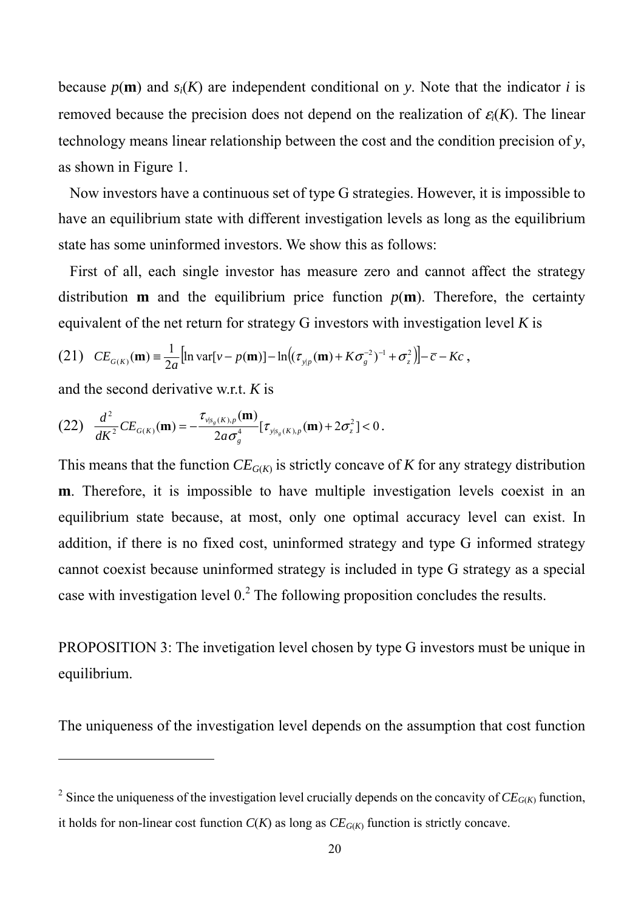because $p(\mathbf{m})$ and $s_i(K)$ are independent conditional on $y$. Note that the indicator $i$ is removed because the precision does not depend on the realization of $\varepsilon_i(K)$. The linear technology means linear relationship between the cost and the condition precision of $y$, as shown in Figure 1.

Now investors have a continuous set of type G strategies. However, it is impossible to have an equilibrium state with different investigation levels as long as the equilibrium state has some uninformed investors. We show this as follows:

First of all, each single investor has measure zero and cannot affect the strategy distribution $\mathbf{m}$ and the equilibrium price function $p(\mathbf{m})$. Therefore, the certainty equivalent of the net return for strategy G investors with investigation level $K$ is

$$(21)\quad CE_{G(K)}(\mathbf{m}) \equiv \frac{1}{2a}\left[\ln \mathrm{var}[v - p(\mathbf{m})] - \ln\left((\tau_{y|p}(\mathbf{m}) + K\sigma_g^{-2})^{-1} + \sigma_z^2\right)\right] - \bar{c} - Kc\ ,$$

and the second derivative w.r.t. $K$ is

$$(22)\quad \frac{d^2}{dK^2}CE_{G(K)}(\mathbf{m}) = -\frac{\tau_{v|s_g(K),p}(\mathbf{m})}{2a\sigma_g^4}[\tau_{y|s_g(K),p}(\mathbf{m}) + 2\sigma_z^2] < 0\ .$$

This means that the function $CE_{G(K)}$ is strictly concave of $K$ for any strategy distribution $\mathbf{m}$. Therefore, it is impossible to have multiple investigation levels coexist in an equilibrium state because, at most, only one optimal accuracy level can exist. In addition, if there is no fixed cost, uninformed strategy and type G informed strategy cannot coexist because uninformed strategy is included in type G strategy as a special case with investigation level 0.[2] The following proposition concludes the results.

PROPOSITION 3: The invetigation level chosen by type G investors must be unique in equilibrium.

The uniqueness of the investigation level depends on the assumption that cost function

---

[2] Since the uniqueness of the investigation level crucially depends on the concavity of $CE_{G(K)}$ function, it holds for non-linear cost function $C(K)$ as long as $CE_{G(K)}$ function is strictly concave.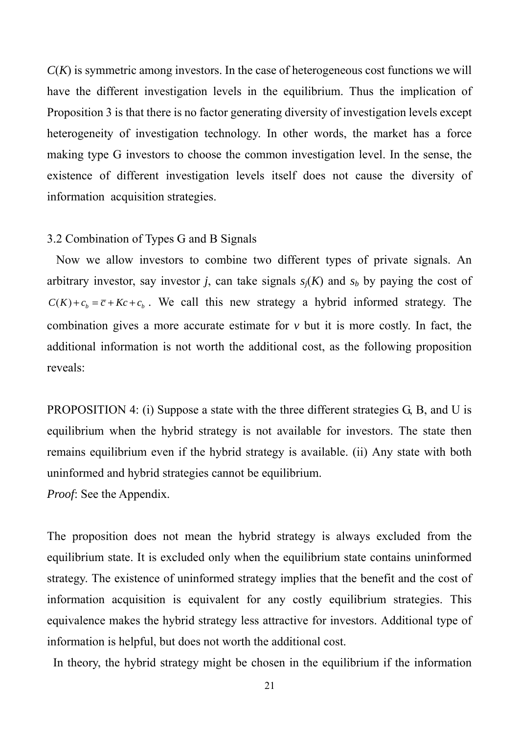$C(K)$ is symmetric among investors. In the case of heterogeneous cost functions we will have the different investigation levels in the equilibrium. Thus the implication of Proposition 3 is that there is no factor generating diversity of investigation levels except heterogeneity of investigation technology. In other words, the market has a force making type G investors to choose the common investigation level. In the sense, the existence of different investigation levels itself does not cause the diversity of information acquisition strategies.

### 3.2 Combination of Types G and B Signals

Now we allow investors to combine two different types of private signals. An arbitrary investor, say investor $j$, can take signals $s_j(K)$ and $s_b$ by paying the cost of $C(K) + c_b = \overline{c} + Kc + c_b$ . We call this new strategy a hybrid informed strategy. The combination gives a more accurate estimate for $v$ but it is more costly. In fact, the additional information is not worth the additional cost, as the following proposition reveals:

PROPOSITION 4: (i) Suppose a state with the three different strategies G, B, and U is equilibrium when the hybrid strategy is not available for investors. The state then remains equilibrium even if the hybrid strategy is available. (ii) Any state with both uninformed and hybrid strategies cannot be equilibrium.

*Proof*: See the Appendix.

The proposition does not mean the hybrid strategy is always excluded from the equilibrium state. It is excluded only when the equilibrium state contains uninformed strategy. The existence of uninformed strategy implies that the benefit and the cost of information acquisition is equivalent for any costly equilibrium strategies. This equivalence makes the hybrid strategy less attractive for investors. Additional type of information is helpful, but does not worth the additional cost.

In theory, the hybrid strategy might be chosen in the equilibrium if the information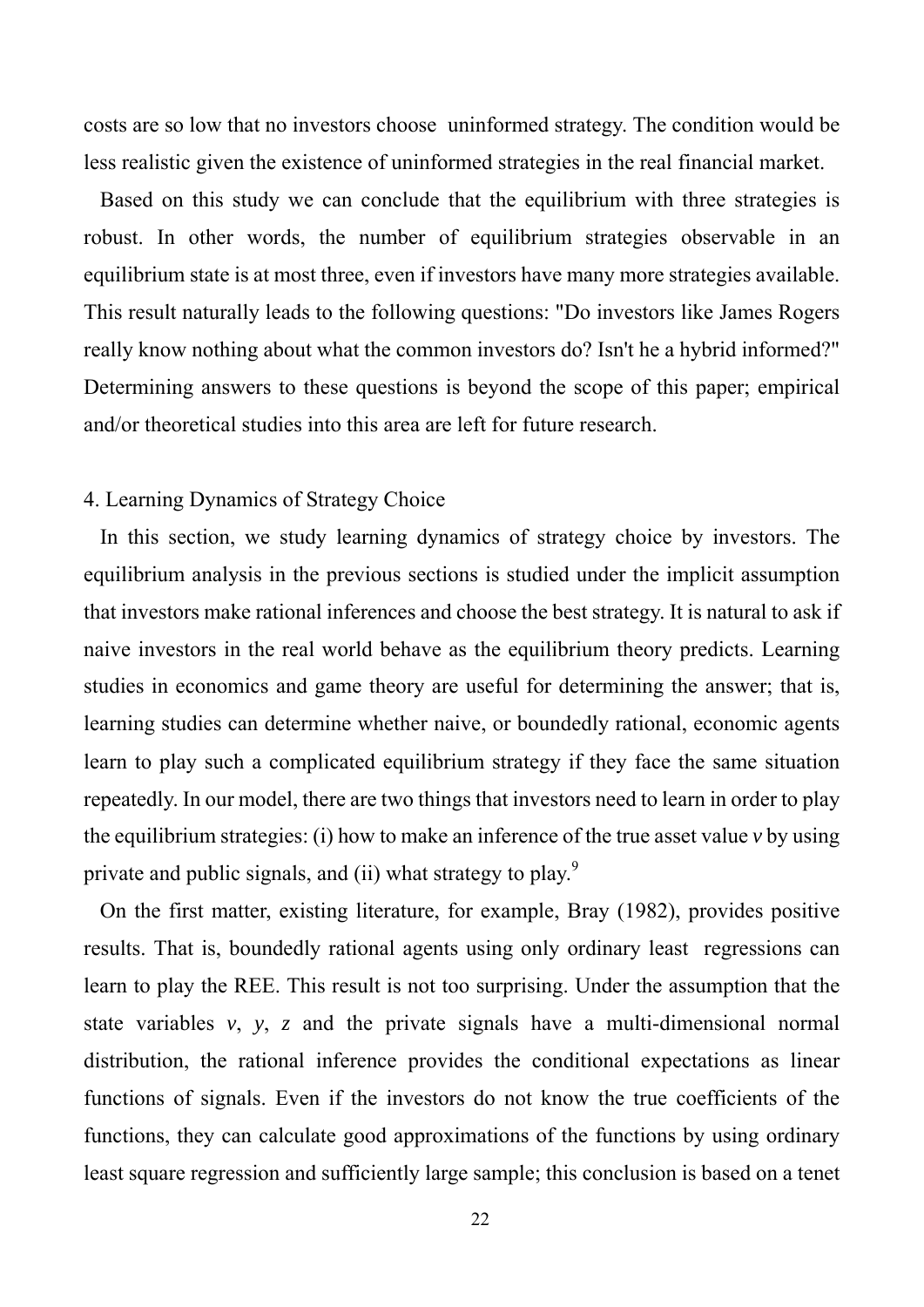costs are so low that no investors choose uninformed strategy. The condition would be less realistic given the existence of uninformed strategies in the real financial market.

Based on this study we can conclude that the equilibrium with three strategies is robust. In other words, the number of equilibrium strategies observable in an equilibrium state is at most three, even if investors have many more strategies available. This result naturally leads to the following questions: "Do investors like James Rogers really know nothing about what the common investors do? Isn't he a hybrid informed?" Determining answers to these questions is beyond the scope of this paper; empirical and/or theoretical studies into this area are left for future research.

## 4. Learning Dynamics of Strategy Choice

In this section, we study learning dynamics of strategy choice by investors. The equilibrium analysis in the previous sections is studied under the implicit assumption that investors make rational inferences and choose the best strategy. It is natural to ask if naive investors in the real world behave as the equilibrium theory predicts. Learning studies in economics and game theory are useful for determining the answer; that is, learning studies can determine whether naive, or boundedly rational, economic agents learn to play such a complicated equilibrium strategy if they face the same situation repeatedly. In our model, there are two things that investors need to learn in order to play the equilibrium strategies: (i) how to make an inference of the true asset value $v$ by using private and public signals, and (ii) what strategy to play.[9]

On the first matter, existing literature, for example, Bray (1982), provides positive results. That is, boundedly rational agents using only ordinary least regressions can learn to play the REE. This result is not too surprising. Under the assumption that the state variables $v$, $y$, $z$ and the private signals have a multi-dimensional normal distribution, the rational inference provides the conditional expectations as linear functions of signals. Even if the investors do not know the true coefficients of the functions, they can calculate good approximations of the functions by using ordinary least square regression and sufficiently large sample; this conclusion is based on a tenet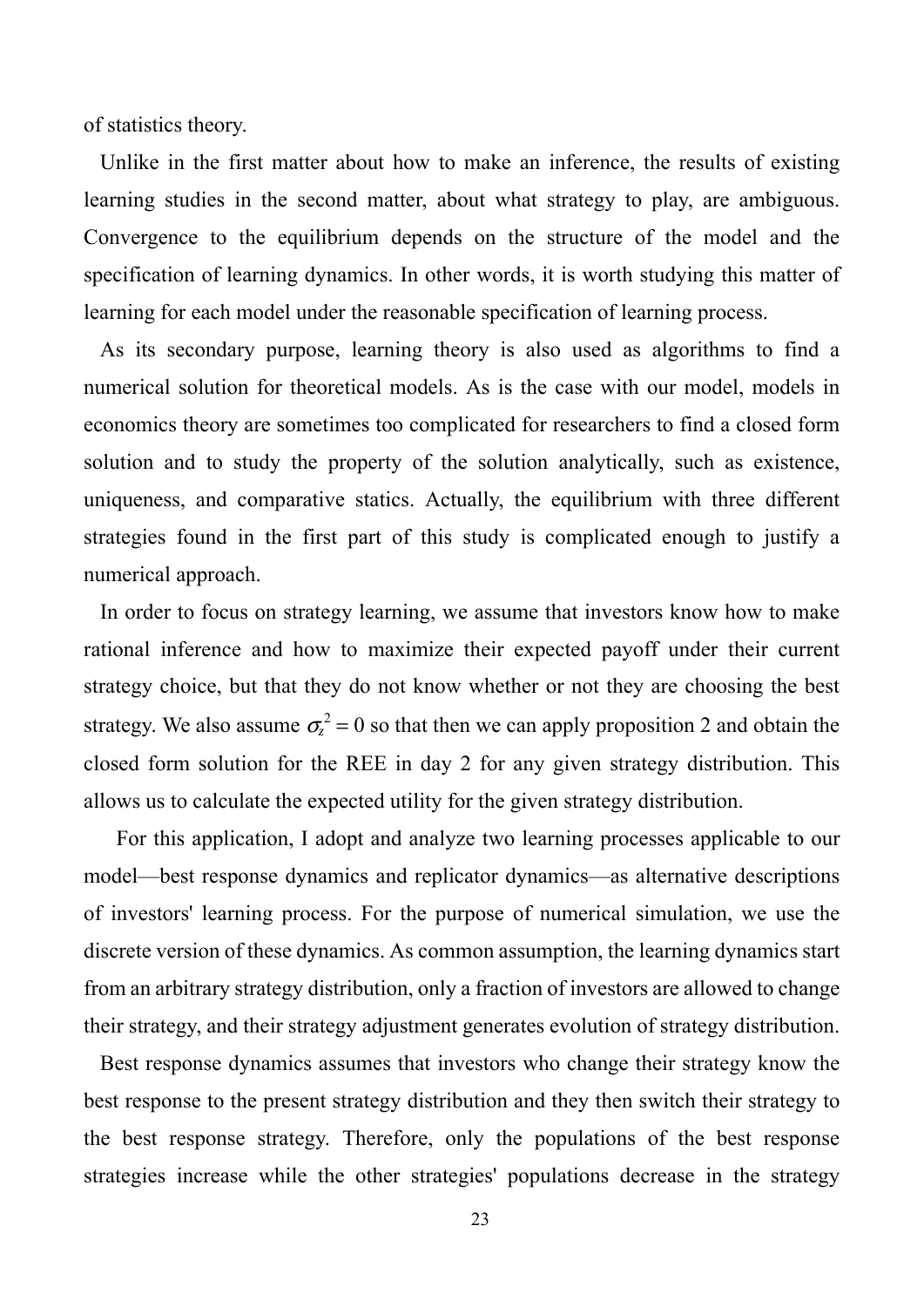of statistics theory.

Unlike in the first matter about how to make an inference, the results of existing learning studies in the second matter, about what strategy to play, are ambiguous. Convergence to the equilibrium depends on the structure of the model and the specification of learning dynamics. In other words, it is worth studying this matter of learning for each model under the reasonable specification of learning process.

As its secondary purpose, learning theory is also used as algorithms to find a numerical solution for theoretical models. As is the case with our model, models in economics theory are sometimes too complicated for researchers to find a closed form solution and to study the property of the solution analytically, such as existence, uniqueness, and comparative statics. Actually, the equilibrium with three different strategies found in the first part of this study is complicated enough to justify a numerical approach.

In order to focus on strategy learning, we assume that investors know how to make rational inference and how to maximize their expected payoff under their current strategy choice, but that they do not know whether or not they are choosing the best strategy. We also assume $\sigma_z^2 = 0$ so that then we can apply proposition 2 and obtain the closed form solution for the REE in day 2 for any given strategy distribution. This allows us to calculate the expected utility for the given strategy distribution.

For this application, I adopt and analyze two learning processes applicable to our model—best response dynamics and replicator dynamics—as alternative descriptions of investors' learning process. For the purpose of numerical simulation, we use the discrete version of these dynamics. As common assumption, the learning dynamics start from an arbitrary strategy distribution, only a fraction of investors are allowed to change their strategy, and their strategy adjustment generates evolution of strategy distribution.

Best response dynamics assumes that investors who change their strategy know the best response to the present strategy distribution and they then switch their strategy to the best response strategy. Therefore, only the populations of the best response strategies increase while the other strategies' populations decrease in the strategy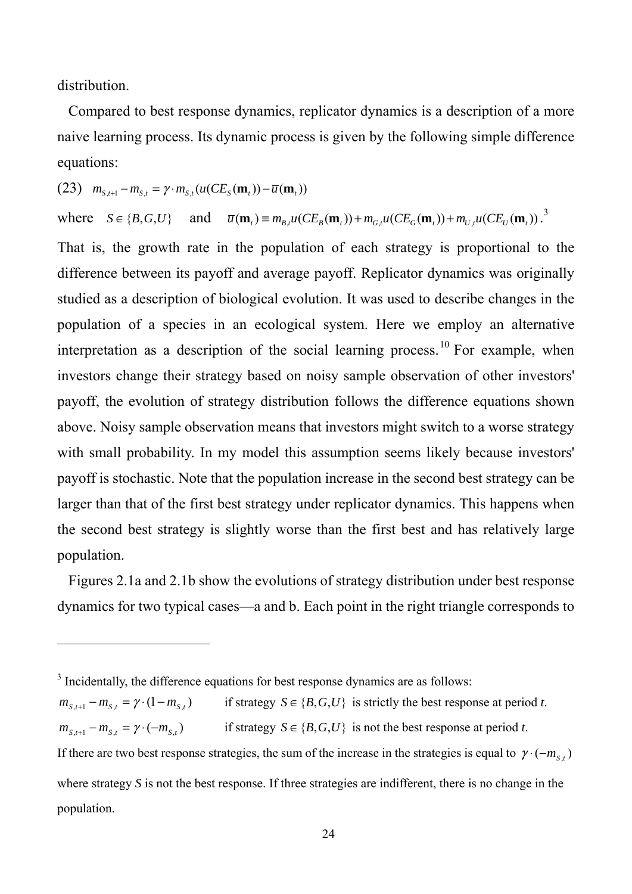distribution.

Compared to best response dynamics, replicator dynamics is a description of a more naive learning process. Its dynamic process is given by the following simple difference equations:

$$(23) \quad m_{S,t+1} - m_{S,t} = \gamma \cdot m_{S,t}(u(CE_S(\mathbf{m}_t)) - \bar{u}(\mathbf{m}_t))$$

where $S \in \{B, G, U\}$ and $\bar{u}(\mathbf{m}_t) \equiv m_{B,t}u(CE_B(\mathbf{m}_t)) + m_{G,t}u(CE_G(\mathbf{m}_t)) + m_{U,t}u(CE_U(\mathbf{m}_t))$.[3]

That is, the growth rate in the population of each strategy is proportional to the difference between its payoff and average payoff. Replicator dynamics was originally studied as a description of biological evolution. It was used to describe changes in the population of a species in an ecological system. Here we employ an alternative interpretation as a description of the social learning process.[10] For example, when investors change their strategy based on noisy sample observation of other investors' payoff, the evolution of strategy distribution follows the difference equations shown above. Noisy sample observation means that investors might switch to a worse strategy with small probability. In my model this assumption seems likely because investors' payoff is stochastic. Note that the population increase in the second best strategy can be larger than that of the first best strategy under replicator dynamics. This happens when the second best strategy is slightly worse than the first best and has relatively large population.

Figures 2.1a and 2.1b show the evolutions of strategy distribution under best response dynamics for two typical cases—a and b. Each point in the right triangle corresponds to

---

[3] Incidentally, the difference equations for best response dynamics are as follows:

$m_{S,t+1} - m_{S,t} = \gamma \cdot (1 - m_{S,t})$ if strategy $S \in \{B, G, U\}$ is strictly the best response at period *t*.

$m_{S,t+1} - m_{S,t} = \gamma \cdot (-m_{S,t})$ if strategy $S \in \{B, G, U\}$ is not the best response at period *t*.

If there are two best response strategies, the sum of the increase in the strategies is equal to $\gamma \cdot (-m_{S,t})$ where strategy *S* is not the best response. If three strategies are indifferent, there is no change in the population.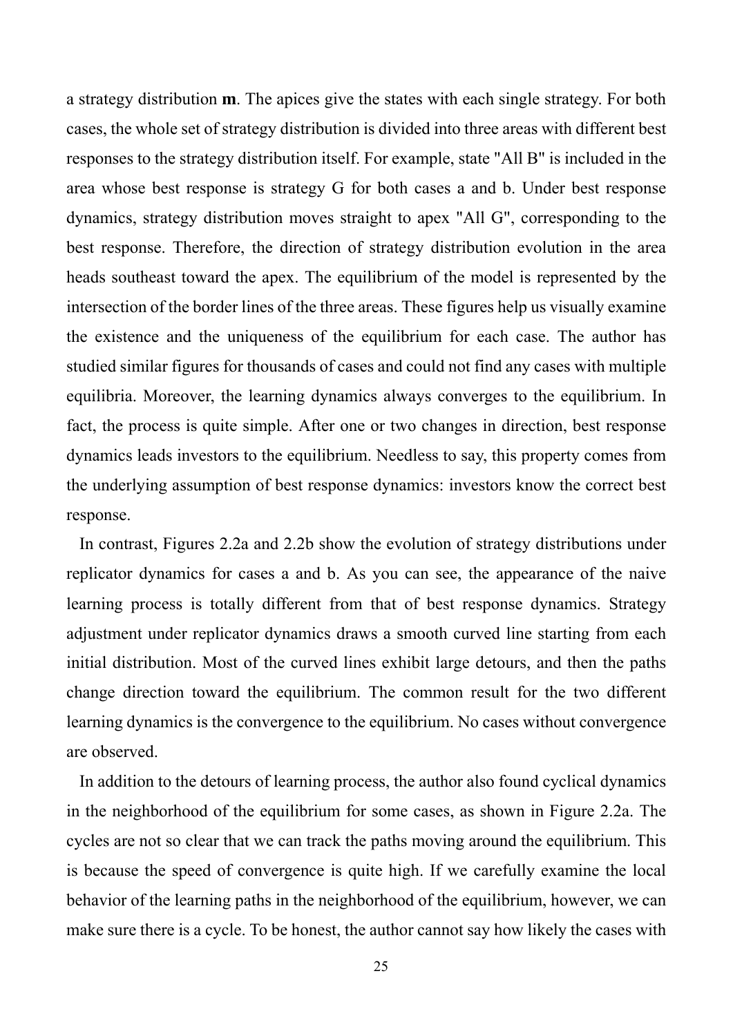a strategy distribution **m**. The apices give the states with each single strategy. For both cases, the whole set of strategy distribution is divided into three areas with different best responses to the strategy distribution itself. For example, state "All B" is included in the area whose best response is strategy G for both cases a and b. Under best response dynamics, strategy distribution moves straight to apex "All G", corresponding to the best response. Therefore, the direction of strategy distribution evolution in the area heads southeast toward the apex. The equilibrium of the model is represented by the intersection of the border lines of the three areas. These figures help us visually examine the existence and the uniqueness of the equilibrium for each case. The author has studied similar figures for thousands of cases and could not find any cases with multiple equilibria. Moreover, the learning dynamics always converges to the equilibrium. In fact, the process is quite simple. After one or two changes in direction, best response dynamics leads investors to the equilibrium. Needless to say, this property comes from the underlying assumption of best response dynamics: investors know the correct best response.

In contrast, Figures 2.2a and 2.2b show the evolution of strategy distributions under replicator dynamics for cases a and b. As you can see, the appearance of the naive learning process is totally different from that of best response dynamics. Strategy adjustment under replicator dynamics draws a smooth curved line starting from each initial distribution. Most of the curved lines exhibit large detours, and then the paths change direction toward the equilibrium. The common result for the two different learning dynamics is the convergence to the equilibrium. No cases without convergence are observed.

In addition to the detours of learning process, the author also found cyclical dynamics in the neighborhood of the equilibrium for some cases, as shown in Figure 2.2a. The cycles are not so clear that we can track the paths moving around the equilibrium. This is because the speed of convergence is quite high. If we carefully examine the local behavior of the learning paths in the neighborhood of the equilibrium, however, we can make sure there is a cycle. To be honest, the author cannot say how likely the cases with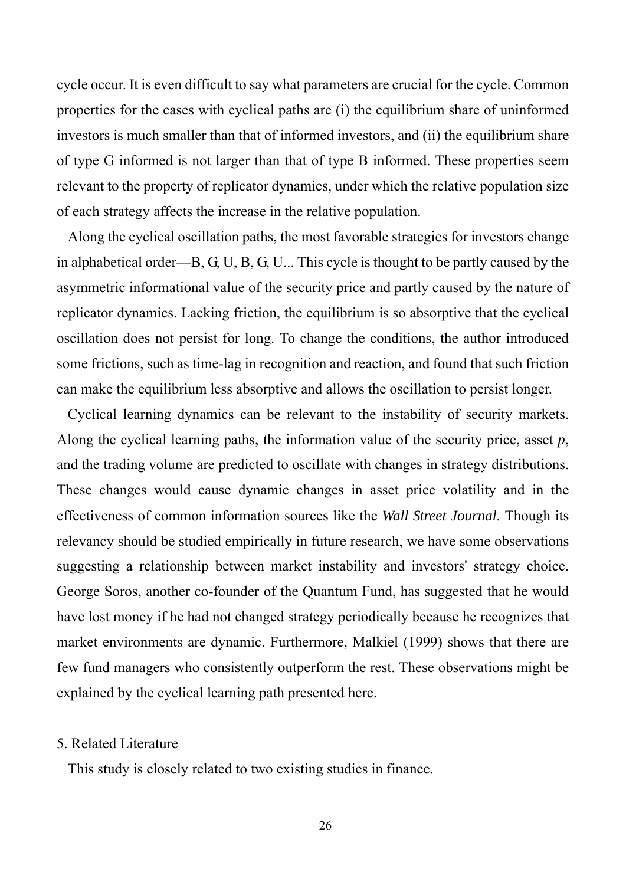cycle occur. It is even difficult to say what parameters are crucial for the cycle. Common properties for the cases with cyclical paths are (i) the equilibrium share of uninformed investors is much smaller than that of informed investors, and (ii) the equilibrium share of type G informed is not larger than that of type B informed. These properties seem relevant to the property of replicator dynamics, under which the relative population size of each strategy affects the increase in the relative population.

Along the cyclical oscillation paths, the most favorable strategies for investors change in alphabetical order—B, G, U, B, G, U... This cycle is thought to be partly caused by the asymmetric informational value of the security price and partly caused by the nature of replicator dynamics. Lacking friction, the equilibrium is so absorptive that the cyclical oscillation does not persist for long. To change the conditions, the author introduced some frictions, such as time-lag in recognition and reaction, and found that such friction can make the equilibrium less absorptive and allows the oscillation to persist longer.

Cyclical learning dynamics can be relevant to the instability of security markets. Along the cyclical learning paths, the information value of the security price, asset $p$, and the trading volume are predicted to oscillate with changes in strategy distributions. These changes would cause dynamic changes in asset price volatility and in the effectiveness of common information sources like the *Wall Street Journal*. Though its relevancy should be studied empirically in future research, we have some observations suggesting a relationship between market instability and investors' strategy choice. George Soros, another co-founder of the Quantum Fund, has suggested that he would have lost money if he had not changed strategy periodically because he recognizes that market environments are dynamic. Furthermore, Malkiel (1999) shows that there are few fund managers who consistently outperform the rest. These observations might be explained by the cyclical learning path presented here.

## 5. Related Literature

This study is closely related to two existing studies in finance.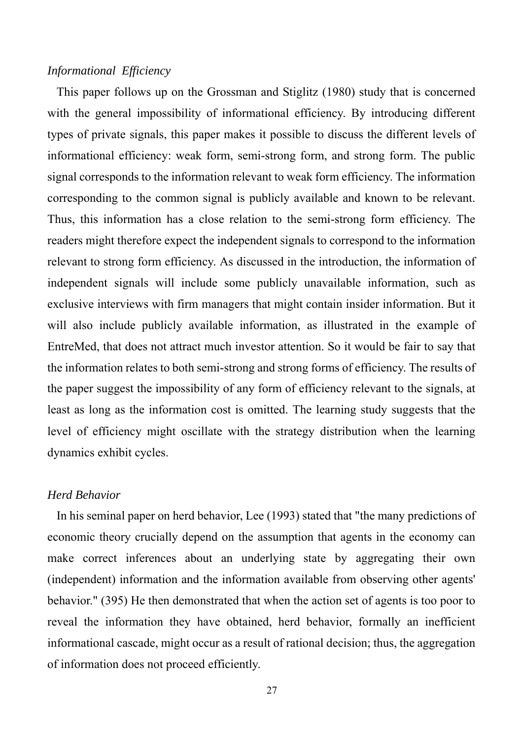*Informational Efficiency*

This paper follows up on the Grossman and Stiglitz (1980) study that is concerned with the general impossibility of informational efficiency. By introducing different types of private signals, this paper makes it possible to discuss the different levels of informational efficiency: weak form, semi-strong form, and strong form. The public signal corresponds to the information relevant to weak form efficiency. The information corresponding to the common signal is publicly available and known to be relevant. Thus, this information has a close relation to the semi-strong form efficiency. The readers might therefore expect the independent signals to correspond to the information relevant to strong form efficiency. As discussed in the introduction, the information of independent signals will include some publicly unavailable information, such as exclusive interviews with firm managers that might contain insider information. But it will also include publicly available information, as illustrated in the example of EntreMed, that does not attract much investor attention. So it would be fair to say that the information relates to both semi-strong and strong forms of efficiency. The results of the paper suggest the impossibility of any form of efficiency relevant to the signals, at least as long as the information cost is omitted. The learning study suggests that the level of efficiency might oscillate with the strategy distribution when the learning dynamics exhibit cycles.

*Herd Behavior*

In his seminal paper on herd behavior, Lee (1993) stated that "the many predictions of economic theory crucially depend on the assumption that agents in the economy can make correct inferences about an underlying state by aggregating their own (independent) information and the information available from observing other agents' behavior." (395) He then demonstrated that when the action set of agents is too poor to reveal the information they have obtained, herd behavior, formally an inefficient informational cascade, might occur as a result of rational decision; thus, the aggregation of information does not proceed efficiently.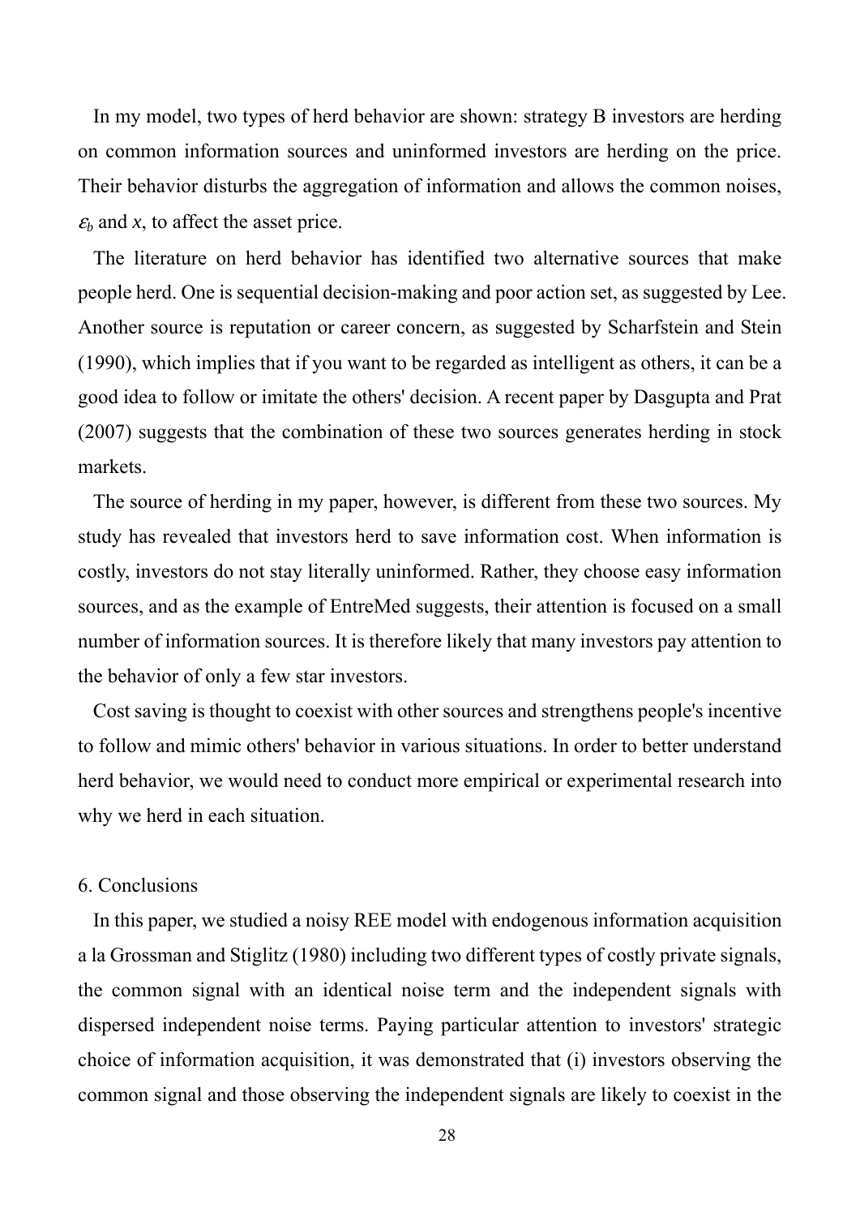In my model, two types of herd behavior are shown: strategy B investors are herding on common information sources and uninformed investors are herding on the price. Their behavior disturbs the aggregation of information and allows the common noises, $\varepsilon_b$ and $x$, to affect the asset price.

The literature on herd behavior has identified two alternative sources that make people herd. One is sequential decision-making and poor action set, as suggested by Lee. Another source is reputation or career concern, as suggested by Scharfstein and Stein (1990), which implies that if you want to be regarded as intelligent as others, it can be a good idea to follow or imitate the others' decision. A recent paper by Dasgupta and Prat (2007) suggests that the combination of these two sources generates herding in stock markets.

The source of herding in my paper, however, is different from these two sources. My study has revealed that investors herd to save information cost. When information is costly, investors do not stay literally uninformed. Rather, they choose easy information sources, and as the example of EntreMed suggests, their attention is focused on a small number of information sources. It is therefore likely that many investors pay attention to the behavior of only a few star investors.

Cost saving is thought to coexist with other sources and strengthens people's incentive to follow and mimic others' behavior in various situations. In order to better understand herd behavior, we would need to conduct more empirical or experimental research into why we herd in each situation.

## 6. Conclusions

In this paper, we studied a noisy REE model with endogenous information acquisition a la Grossman and Stiglitz (1980) including two different types of costly private signals, the common signal with an identical noise term and the independent signals with dispersed independent noise terms. Paying particular attention to investors' strategic choice of information acquisition, it was demonstrated that (i) investors observing the common signal and those observing the independent signals are likely to coexist in the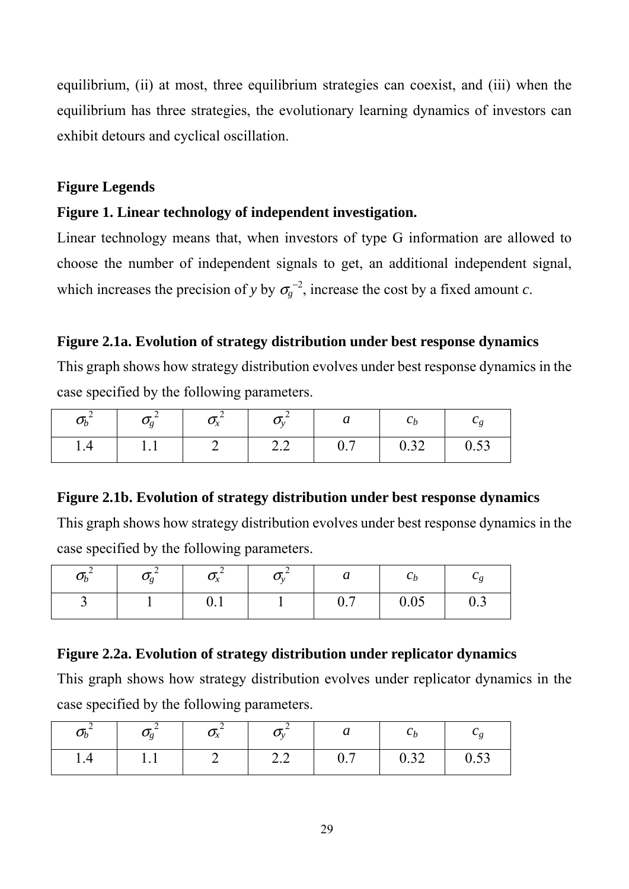equilibrium, (ii) at most, three equilibrium strategies can coexist, and (iii) when the equilibrium has three strategies, the evolutionary learning dynamics of investors can exhibit detours and cyclical oscillation.

## Figure Legends

**Figure 1. Linear technology of independent investigation.**

Linear technology means that, when investors of type G information are allowed to choose the number of independent signals to get, an additional independent signal, which increases the precision of *y* by $\sigma_g^{-2}$, increase the cost by a fixed amount *c*.

**Figure 2.1a. Evolution of strategy distribution under best response dynamics**

This graph shows how strategy distribution evolves under best response dynamics in the case specified by the following parameters.

| $\sigma_b^2$ | $\sigma_g^2$ | $\sigma_x^2$ | $\sigma_y^2$ | $a$ | $c_b$ | $c_g$ |
|---|---|---|---|---|---|---|
| 1.4 | 1.1 | 2 | 2.2 | 0.7 | 0.32 | 0.53 |

**Figure 2.1b. Evolution of strategy distribution under best response dynamics**

This graph shows how strategy distribution evolves under best response dynamics in the case specified by the following parameters.

| $\sigma_b^2$ | $\sigma_g^2$ | $\sigma_x^2$ | $\sigma_y^2$ | $a$ | $c_b$ | $c_g$ |
|---|---|---|---|---|---|---|
| 3 | 1 | 0.1 | 1 | 0.7 | 0.05 | 0.3 |

**Figure 2.2a. Evolution of strategy distribution under replicator dynamics**

This graph shows how strategy distribution evolves under replicator dynamics in the case specified by the following parameters.

| $\sigma_b^2$ | $\sigma_g^2$ | $\sigma_x^2$ | $\sigma_y^2$ | $a$ | $c_b$ | $c_g$ |
|---|---|---|---|---|---|---|
| 1.4 | 1.1 | 2 | 2.2 | 0.7 | 0.32 | 0.53 |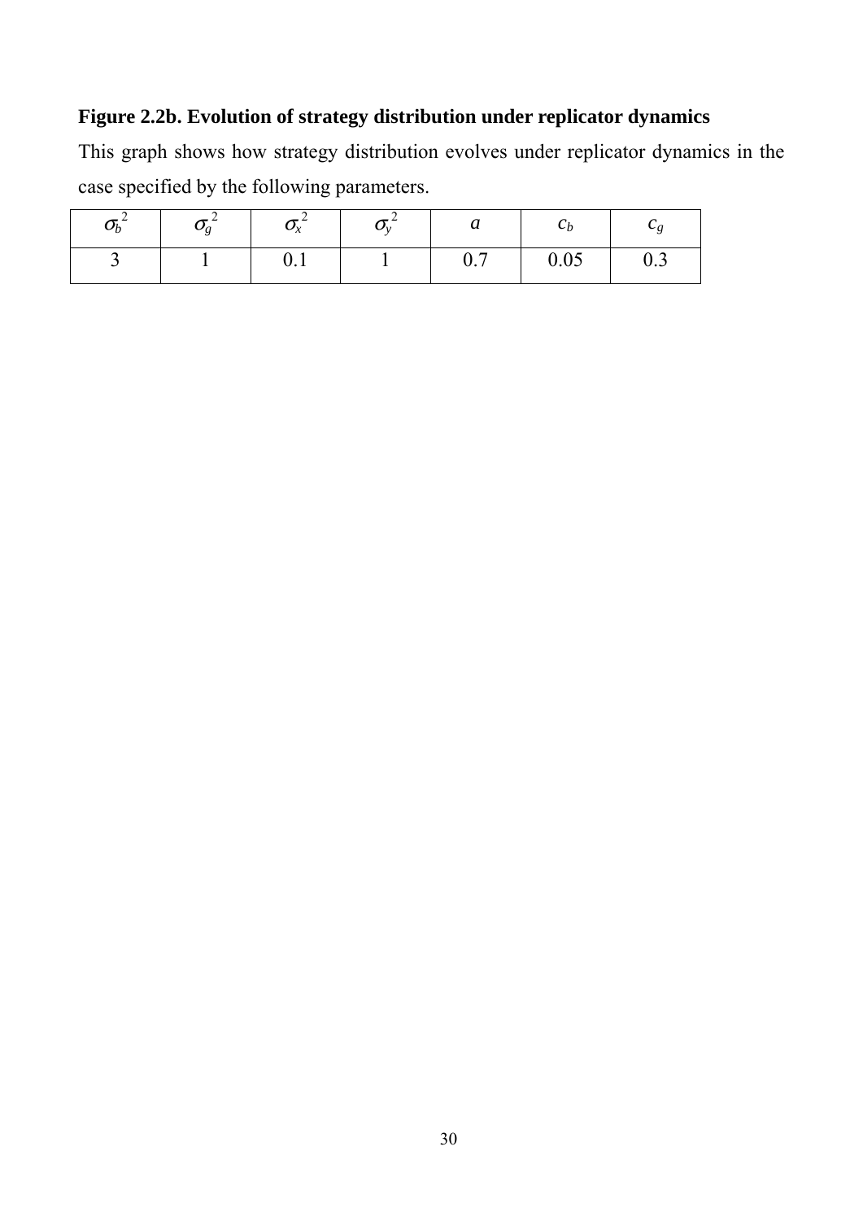**Figure 2.2b. Evolution of strategy distribution under replicator dynamics**

This graph shows how strategy distribution evolves under replicator dynamics in the case specified by the following parameters.

| $\sigma_b^2$ | $\sigma_g^2$ | $\sigma_x^2$ | $\sigma_y^2$ | $a$ | $c_b$ | $c_g$ |
|---|---|---|---|---|---|---|
| 3 | 1 | 0.1 | 1 | 0.7 | 0.05 | 0.3 |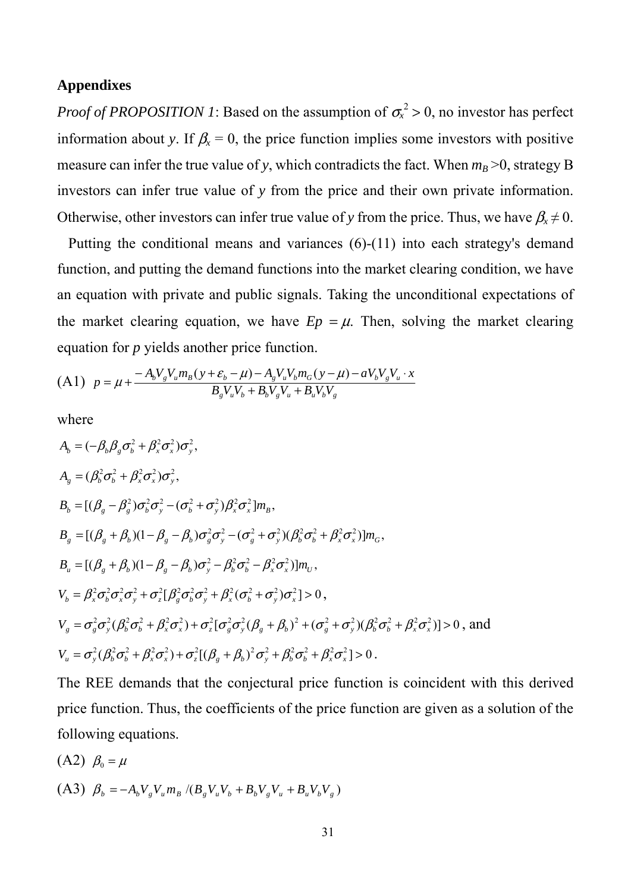**Appendixes**

*Proof of PROPOSITION 1*: Based on the assumption of $\sigma_x^2 > 0$, no investor has perfect information about $y$. If $\beta_x = 0$, the price function implies some investors with positive measure can infer the true value of $y$, which contradicts the fact. When $m_B > 0$, strategy B investors can infer true value of $y$ from the price and their own private information. Otherwise, other investors can infer true value of $y$ from the price. Thus, we have $\beta_x \neq 0$.

Putting the conditional means and variances (6)-(11) into each strategy's demand function, and putting the demand functions into the market clearing condition, we have an equation with private and public signals. Taking the unconditional expectations of the market clearing equation, we have $Ep = \mu$. Then, solving the market clearing equation for $p$ yields another price function.

(A1) $$p = \mu + \frac{-A_b V_g V_u m_B (y + \varepsilon_b - \mu) - A_g V_u V_b m_G (y - \mu) - a V_b V_g V_u \cdot x}{B_g V_u V_b + B_b V_g V_u + B_u V_b V_g}$$

where

$A_b = (-\beta_b \beta_g \sigma_b^2 + \beta_x^2 \sigma_x^2)\sigma_y^2,$

$A_g = (\beta_b^2 \sigma_b^2 + \beta_x^2 \sigma_x^2)\sigma_y^2,$

$B_b = [(\beta_g - \beta_g^2)\sigma_b^2 \sigma_y^2 - (\sigma_b^2 + \sigma_y^2)\beta_x^2 \sigma_x^2] m_B,$

$B_g = [(\beta_g + \beta_b)(1 - \beta_g - \beta_b)\sigma_g^2 \sigma_y^2 - (\sigma_g^2 + \sigma_y^2)(\beta_b^2 \sigma_b^2 + \beta_x^2 \sigma_x^2)] m_G,$

$B_u = [(\beta_g + \beta_b)(1 - \beta_g - \beta_b)\sigma_y^2 - \beta_b^2 \sigma_b^2 - \beta_x^2 \sigma_x^2)] m_U,$

$V_b = \beta_x^2 \sigma_b^2 \sigma_x^2 \sigma_y^2 + \sigma_z^2 [\beta_g^2 \sigma_b^2 \sigma_y^2 + \beta_x^2 (\sigma_b^2 + \sigma_y^2)\sigma_x^2] > 0,$

$V_g = \sigma_g^2 \sigma_y^2 (\beta_b^2 \sigma_b^2 + \beta_x^2 \sigma_x^2) + \sigma_z^2 [\sigma_g^2 \sigma_y^2 (\beta_g + \beta_b)^2 + (\sigma_g^2 + \sigma_y^2)(\beta_b^2 \sigma_b^2 + \beta_x^2 \sigma_x^2)] > 0$, and

$V_u = \sigma_y^2 (\beta_b^2 \sigma_b^2 + \beta_x^2 \sigma_x^2) + \sigma_z^2 [(\beta_g + \beta_b)^2 \sigma_y^2 + \beta_b^2 \sigma_b^2 + \beta_x^2 \sigma_x^2] > 0.$

The REE demands that the conjectural price function is coincident with this derived price function. Thus, the coefficients of the price function are given as a solution of the following equations.

(A2) $\beta_0 = \mu$

(A3) $\beta_b = -A_b V_g V_u m_B / (B_g V_u V_b + B_b V_g V_u + B_u V_b V_g)$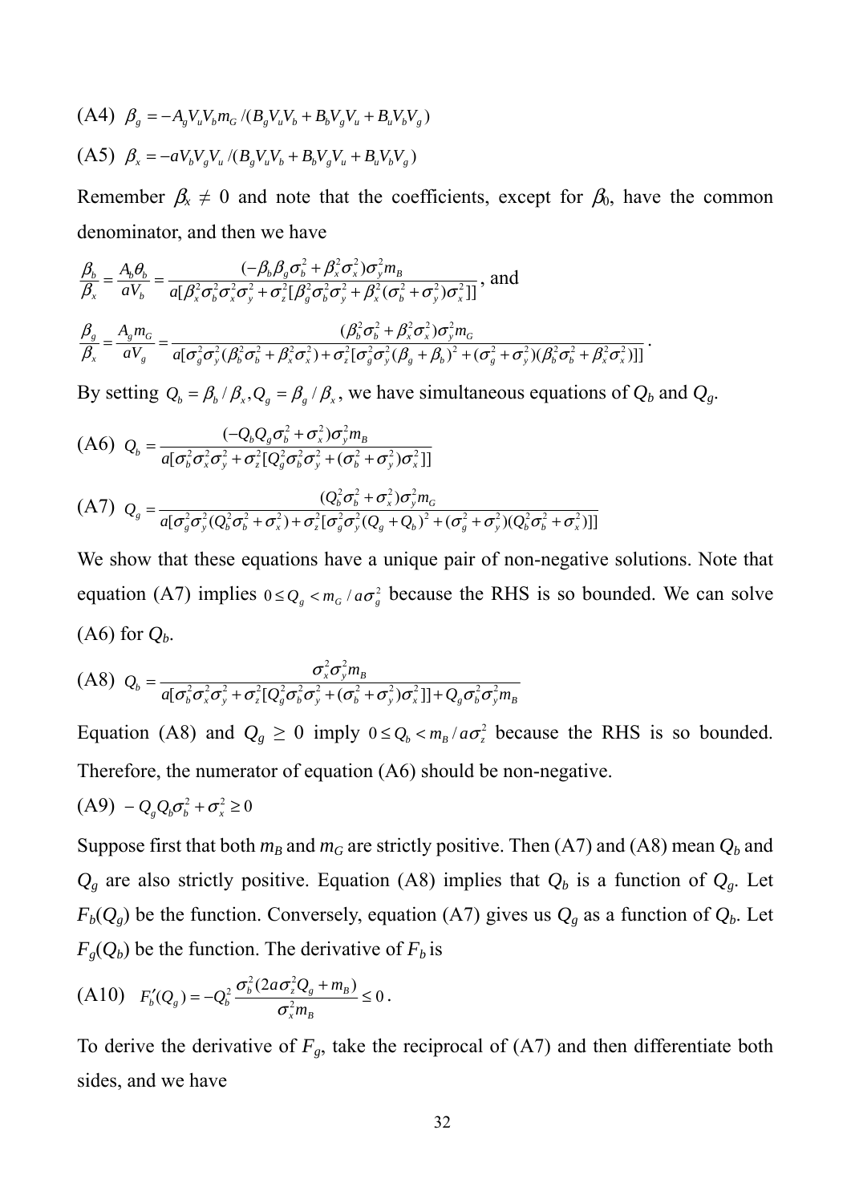(A4) $\beta_g = -A_g V_u V_b m_G / (B_g V_u V_b + B_b V_g V_u + B_u V_b V_g)$

(A5) $\beta_x = -a V_b V_g V_u / (B_g V_u V_b + B_b V_g V_u + B_u V_b V_g)$

Remember $\beta_x \neq 0$ and note that the coefficients, except for $\beta_0$, have the common denominator, and then we have

$$\frac{\beta_b}{\beta_x} = \frac{A_b \theta_b}{a V_b} = \frac{(-\beta_b \beta_g \sigma_b^2 + \beta_x^2 \sigma_x^2)\sigma_y^2 m_B}{a[\beta_x^2 \sigma_b^2 \sigma_x^2 \sigma_y^2 + \sigma_z^2[\beta_g^2 \sigma_b^2 \sigma_y^2 + \beta_x^2(\sigma_b^2 + \sigma_y^2)\sigma_x^2]]}, \text{ and}$$

$$\frac{\beta_g}{\beta_x} = \frac{A_g m_G}{a V_g} = \frac{(\beta_b^2 \sigma_b^2 + \beta_x^2 \sigma_x^2)\sigma_y^2 m_G}{a[\sigma_g^2 \sigma_y^2(\beta_b^2 \sigma_b^2 + \beta_x^2 \sigma_x^2) + \sigma_z^2[\sigma_g^2 \sigma_y^2(\beta_g + \beta_b)^2 + (\sigma_g^2 + \sigma_y^2)(\beta_b^2 \sigma_b^2 + \beta_x^2 \sigma_x^2)]]}.$$

By setting $Q_b = \beta_b / \beta_x, Q_g = \beta_g / \beta_x$, we have simultaneous equations of $Q_b$ and $Q_g$.

(A6) $$Q_b = \frac{(-Q_b Q_g \sigma_b^2 + \sigma_x^2)\sigma_y^2 m_B}{a[\sigma_b^2 \sigma_x^2 \sigma_y^2 + \sigma_z^2[Q_g^2 \sigma_b^2 \sigma_y^2 + (\sigma_b^2 + \sigma_y^2)\sigma_x^2]]}$$

(A7) $$Q_g = \frac{(Q_b^2 \sigma_b^2 + \sigma_x^2)\sigma_y^2 m_G}{a[\sigma_g^2 \sigma_y^2(Q_b^2 \sigma_b^2 + \sigma_x^2) + \sigma_z^2[\sigma_g^2 \sigma_y^2(Q_g + Q_b)^2 + (\sigma_g^2 + \sigma_y^2)(Q_b^2 \sigma_b^2 + \sigma_x^2)]]}$$

We show that these equations have a unique pair of non-negative solutions. Note that equation (A7) implies $0 \le Q_g < m_G / a\sigma_g^2$ because the RHS is so bounded. We can solve (A6) for $Q_b$.

(A8) $$Q_b = \frac{\sigma_x^2 \sigma_y^2 m_B}{a[\sigma_b^2 \sigma_x^2 \sigma_y^2 + \sigma_z^2[Q_g^2 \sigma_b^2 \sigma_y^2 + (\sigma_b^2 + \sigma_y^2)\sigma_x^2]] + Q_g \sigma_b^2 \sigma_y^2 m_B}$$

Equation (A8) and $Q_g \ge 0$ imply $0 \le Q_b < m_B / a\sigma_z^2$ because the RHS is so bounded. Therefore, the numerator of equation (A6) should be non-negative.

(A9) $-Q_g Q_b \sigma_b^2 + \sigma_x^2 \ge 0$

Suppose first that both $m_B$ and $m_G$ are strictly positive. Then (A7) and (A8) mean $Q_b$ and $Q_g$ are also strictly positive. Equation (A8) implies that $Q_b$ is a function of $Q_g$. Let $F_b(Q_g)$ be the function. Conversely, equation (A7) gives us $Q_g$ as a function of $Q_b$. Let $F_g(Q_b)$ be the function. The derivative of $F_b$ is

(A10) $$F_b'(Q_g) = -Q_b^2 \frac{\sigma_b^2(2a\sigma_z^2 Q_g + m_B)}{\sigma_x^2 m_B} \le 0.$$

To derive the derivative of $F_g$, take the reciprocal of (A7) and then differentiate both sides, and we have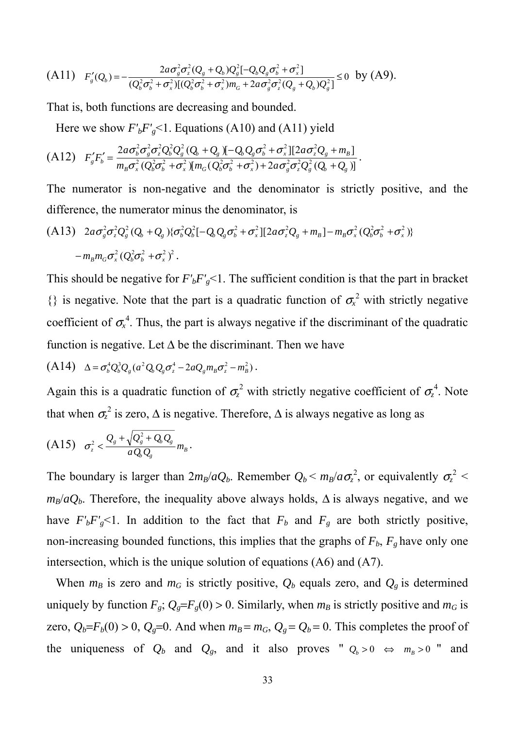(A11) $F_g'(Q_b) = -\dfrac{2a\sigma_g^2\sigma_z^2(Q_g+Q_b)Q_g^2[-Q_bQ_g\sigma_b^2+\sigma_x^2]}{(Q_b^2\sigma_b^2+\sigma_x^2)[(Q_b^2\sigma_b^2+\sigma_x^2)m_G+2a\sigma_g^2\sigma_z^2(Q_g+Q_b)Q_g^2]} \le 0$ by (A9).

That is, both functions are decreasing and bounded.

Here we show $F'_bF'_g<1$. Equations (A10) and (A11) yield

(A12) $F_g'F_b' = \dfrac{2a\sigma_b^2\sigma_g^2\sigma_z^2Q_b^2Q_g^2(Q_b+Q_g)[-Q_bQ_g\sigma_b^2+\sigma_x^2][2a\sigma_z^2Q_g+m_B]}{m_B\sigma_x^2(Q_b^2\sigma_b^2+\sigma_x^2)[m_G(Q_b^2\sigma_b^2+\sigma_x^2)+2a\sigma_g^2\sigma_z^2Q_g^2(Q_b+Q_g)]}$.

The numerator is non-negative and the denominator is strictly positive, and the difference, the numerator minus the denominator, is

(A13) $2a\sigma_g^2\sigma_z^2Q_g^2(Q_b+Q_g)\{\sigma_b^2Q_b^2[-Q_bQ_g\sigma_b^2+\sigma_x^2][2a\sigma_z^2Q_g+m_B]-m_B\sigma_x^2(Q_b^2\sigma_b^2+\sigma_x^2)\}$

$\quad -m_Bm_G\sigma_x^2(Q_b^2\sigma_b^2+\sigma_x^2)^2$.

This should be negative for $F'_bF'_g<1$. The sufficient condition is that the part in bracket {} is negative. Note that the part is a quadratic function of $\sigma_x^2$ with strictly negative coefficient of $\sigma_x^4$. Thus, the part is always negative if the discriminant of the quadratic function is negative. Let $\Delta$ be the discriminant. Then we have

(A14) $\Delta = \sigma_b^4Q_b^3Q_g(a^2Q_bQ_g\sigma_z^4-2aQ_gm_B\sigma_z^2-m_B^2)$.

Again this is a quadratic function of $\sigma_z^2$ with strictly negative coefficient of $\sigma_z^4$. Note that when $\sigma_z^2$ is zero, $\Delta$ is negative. Therefore, $\Delta$ is always negative as long as

(A15) $\sigma_z^2 < \dfrac{Q_g+\sqrt{Q_g^2+Q_bQ_g}}{aQ_bQ_g}m_B$.

The boundary is larger than $2m_B/aQ_b$. Remember $Q_b < m_B/a\sigma_z^2$, or equivalently $\sigma_z^2 < m_B/aQ_b$. Therefore, the inequality above always holds, $\Delta$ is always negative, and we have $F'_bF'_g<1$. In addition to the fact that $F_b$ and $F_g$ are both strictly positive, non-increasing bounded functions, this implies that the graphs of $F_b$, $F_g$ have only one intersection, which is the unique solution of equations (A6) and (A7).

When $m_B$ is zero and $m_G$ is strictly positive, $Q_b$ equals zero, and $Q_g$ is determined uniquely by function $F_g$; $Q_g=F_g(0)>0$. Similarly, when $m_B$ is strictly positive and $m_G$ is zero, $Q_b=F_b(0)>0$, $Q_g=0$. And when $m_B=m_G$, $Q_g=Q_b=0$. This completes the proof of the uniqueness of $Q_b$ and $Q_g$, and it also proves " $Q_b>0 \Leftrightarrow m_B>0$ " and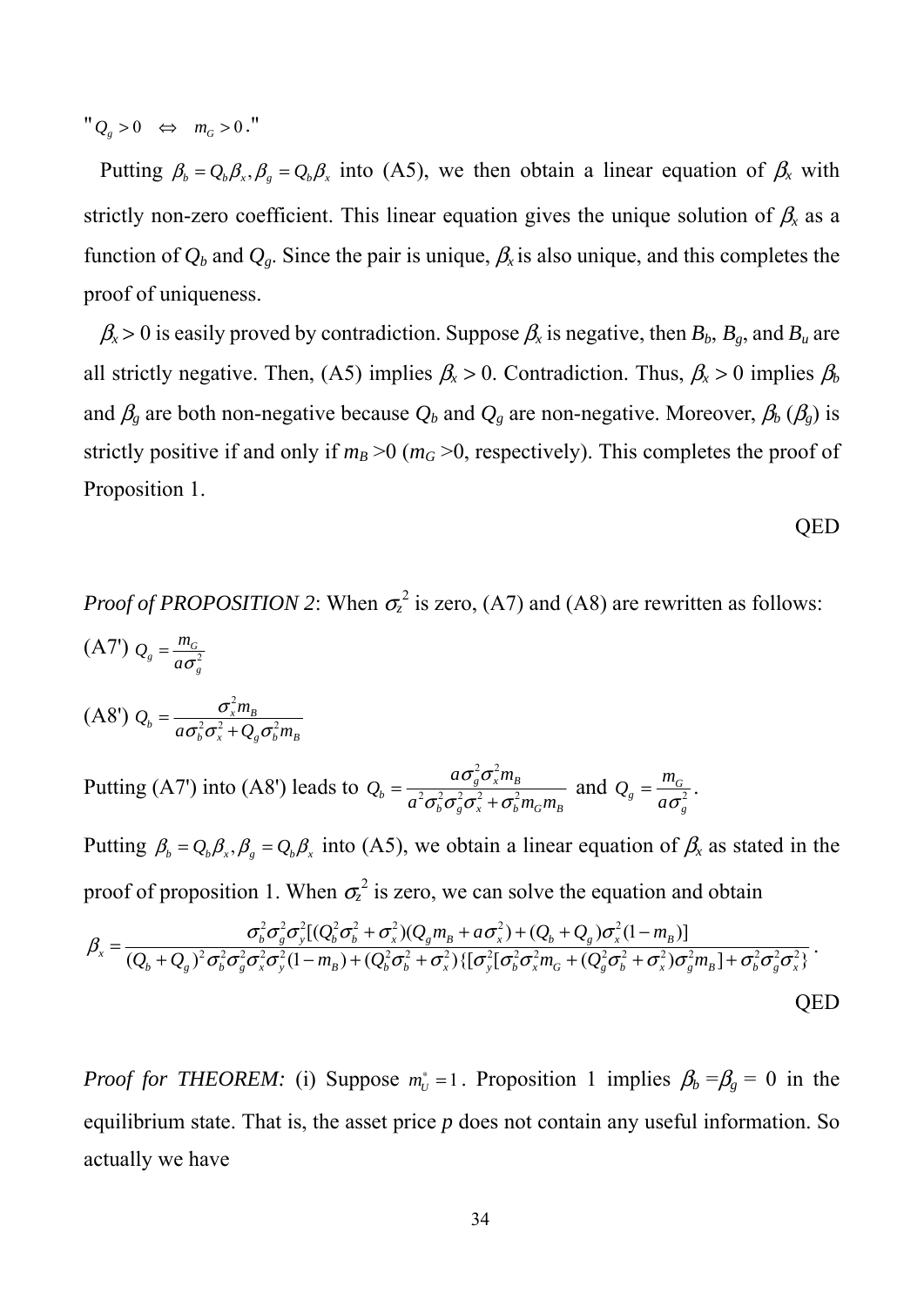"$Q_g > 0 \quad \Leftrightarrow \quad m_G > 0$."

Putting $\beta_b = Q_b\beta_x, \beta_g = Q_b\beta_x$ into (A5), we then obtain a linear equation of $\beta_x$ with strictly non-zero coefficient. This linear equation gives the unique solution of $\beta_x$ as a function of $Q_b$ and $Q_g$. Since the pair is unique, $\beta_x$ is also unique, and this completes the proof of uniqueness.

$\beta_x > 0$ is easily proved by contradiction. Suppose $\beta_x$ is negative, then $B_b$, $B_g$, and $B_u$ are all strictly negative. Then, (A5) implies $\beta_x > 0$. Contradiction. Thus, $\beta_x > 0$ implies $\beta_b$ and $\beta_g$ are both non-negative because $Q_b$ and $Q_g$ are non-negative. Moreover, $\beta_b$ ($\beta_g$) is strictly positive if and only if $m_B > 0$ ($m_G > 0$, respectively). This completes the proof of Proposition 1.

QED

*Proof of PROPOSITION 2*: When $\sigma_z^2$ is zero, (A7) and (A8) are rewritten as follows:

(A7') $Q_g = \dfrac{m_G}{a\sigma_g^2}$

(A8') $Q_b = \dfrac{\sigma_x^2 m_B}{a\sigma_b^2\sigma_x^2 + Q_g\sigma_b^2 m_B}$

Putting (A7') into (A8') leads to $Q_b = \dfrac{a\sigma_g^2\sigma_x^2 m_B}{a^2\sigma_b^2\sigma_g^2\sigma_x^2 + \sigma_b^2 m_G m_B}$ and $Q_g = \dfrac{m_G}{a\sigma_g^2}$.

Putting $\beta_b = Q_b\beta_x, \beta_g = Q_b\beta_x$ into (A5), we obtain a linear equation of $\beta_x$ as stated in the proof of proposition 1. When $\sigma_z^2$ is zero, we can solve the equation and obtain

$$\beta_x = \frac{\sigma_b^2\sigma_g^2\sigma_y^2[(Q_b^2\sigma_b^2 + \sigma_x^2)(Q_g m_B + a\sigma_x^2) + (Q_b + Q_g)\sigma_x^2(1 - m_B)]}{(Q_b + Q_g)^2\sigma_b^2\sigma_g^2\sigma_x^2\sigma_y^2(1 - m_B) + (Q_b^2\sigma_b^2 + \sigma_x^2)\{[\sigma_y^2[\sigma_b^2\sigma_x^2 m_G + (Q_g^2\sigma_b^2 + \sigma_x^2)\sigma_g^2 m_B] + \sigma_b^2\sigma_g^2\sigma_x^2\}}.$$

QED

*Proof for THEOREM:* (i) Suppose $m_U^* = 1$. Proposition 1 implies $\beta_b = \beta_g = 0$ in the equilibrium state. That is, the asset price $p$ does not contain any useful information. So actually we have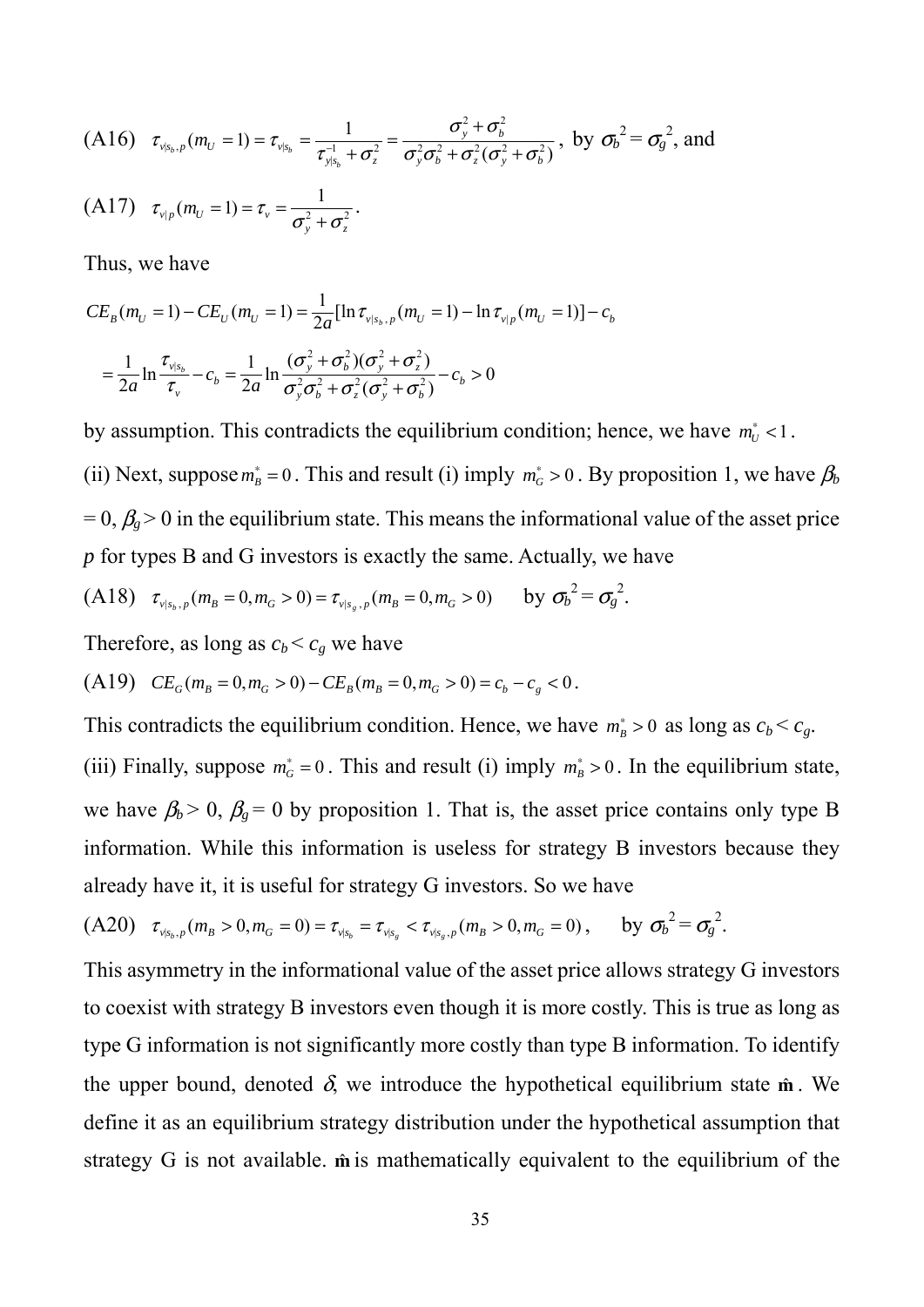(A16) $\tau_{v|s_b,p}(m_U = 1) = \tau_{v|s_b} = \dfrac{1}{\tau_{y|s_b}^{-1} + \sigma_z^2} = \dfrac{\sigma_y^2 + \sigma_b^2}{\sigma_y^2\sigma_b^2 + \sigma_z^2(\sigma_y^2 + \sigma_b^2)}$, by $\sigma_b^2 = \sigma_g^2$, and

(A17) $\tau_{v|p}(m_U = 1) = \tau_v = \dfrac{1}{\sigma_y^2 + \sigma_z^2}$.

Thus, we have

$$CE_B(m_U = 1) - CE_U(m_U = 1) = \frac{1}{2a}[\ln \tau_{v|s_b,p}(m_U = 1) - \ln \tau_{v|p}(m_U = 1)] - c_b$$

$$= \frac{1}{2a}\ln\frac{\tau_{v|s_b}}{\tau_v} - c_b = \frac{1}{2a}\ln\frac{(\sigma_y^2 + \sigma_b^2)(\sigma_y^2 + \sigma_z^2)}{\sigma_y^2\sigma_b^2 + \sigma_z^2(\sigma_y^2 + \sigma_b^2)} - c_b > 0$$

by assumption. This contradicts the equilibrium condition; hence, we have $m_U^* < 1$.

(ii) Next, suppose $m_B^* = 0$. This and result (i) imply $m_G^* > 0$. By proposition 1, we have $\beta_b = 0$, $\beta_g > 0$ in the equilibrium state. This means the informational value of the asset price $p$ for types B and G investors is exactly the same. Actually, we have

(A18) $\tau_{v|s_b,p}(m_B = 0, m_G > 0) = \tau_{v|s_g,p}(m_B = 0, m_G > 0)$ by $\sigma_b^2 = \sigma_g^2$.

Therefore, as long as $c_b < c_g$ we have

(A19) $CE_G(m_B = 0, m_G > 0) - CE_B(m_B = 0, m_G > 0) = c_b - c_g < 0$.

This contradicts the equilibrium condition. Hence, we have $m_B^* > 0$ as long as $c_b < c_g$.

(iii) Finally, suppose $m_G^* = 0$. This and result (i) imply $m_B^* > 0$. In the equilibrium state, we have $\beta_b > 0$, $\beta_g = 0$ by proposition 1. That is, the asset price contains only type B information. While this information is useless for strategy B investors because they already have it, it is useful for strategy G investors. So we have

(A20) $\tau_{v|s_b,p}(m_B > 0, m_G = 0) = \tau_{v|s_b} = \tau_{v|s_g} < \tau_{v|s_g,p}(m_B > 0, m_G = 0)$, by $\sigma_b^2 = \sigma_g^2$.

This asymmetry in the informational value of the asset price allows strategy G investors to coexist with strategy B investors even though it is more costly. This is true as long as type G information is not significantly more costly than type B information. To identify the upper bound, denoted $\delta$, we introduce the hypothetical equilibrium state $\hat{\mathbf{m}}$. We define it as an equilibrium strategy distribution under the hypothetical assumption that strategy G is not available. $\hat{\mathbf{m}}$ is mathematically equivalent to the equilibrium of the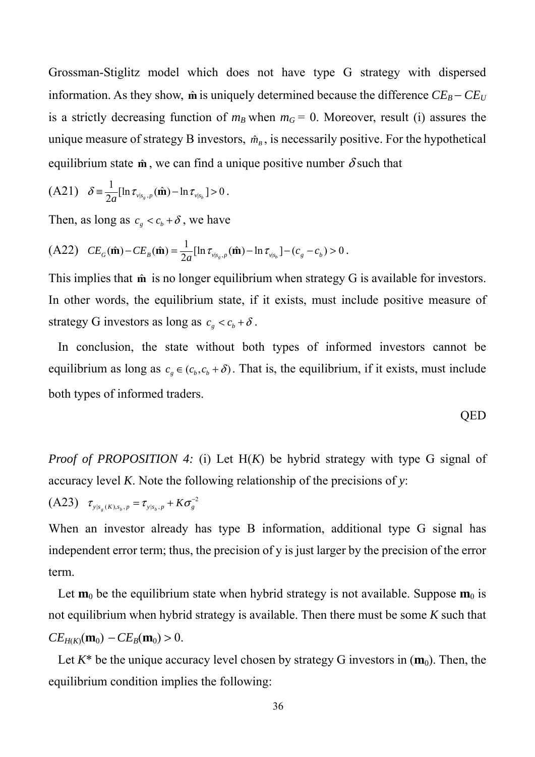Grossman-Stiglitz model which does not have type G strategy with dispersed information. As they show, $\hat{\mathbf{m}}$ is uniquely determined because the difference $CE_B - CE_U$ is a strictly decreasing function of $m_B$ when $m_G = 0$. Moreover, result (i) assures the unique measure of strategy B investors, $\hat{m}_B$, is necessarily positive. For the hypothetical equilibrium state $\hat{\mathbf{m}}$, we can find a unique positive number $\delta$ such that

(A21) $$\delta \equiv \frac{1}{2a}[\ln \tau_{v|s_g,p}(\hat{\mathbf{m}}) - \ln \tau_{v|s_b}] > 0 .$$

Then, as long as $c_g < c_b + \delta$, we have

(A22) $$CE_G(\hat{\mathbf{m}}) - CE_B(\hat{\mathbf{m}}) = \frac{1}{2a}[\ln \tau_{v|s_g,p}(\hat{\mathbf{m}}) - \ln \tau_{v|s_b}] - (c_g - c_b) > 0 .$$

This implies that $\hat{\mathbf{m}}$ is no longer equilibrium when strategy G is available for investors. In other words, the equilibrium state, if it exists, must include positive measure of strategy G investors as long as $c_g < c_b + \delta$.

In conclusion, the state without both types of informed investors cannot be equilibrium as long as $c_g \in (c_b, c_b + \delta)$. That is, the equilibrium, if it exists, must include both types of informed traders.

QED

*Proof of PROPOSITION 4:* (i) Let H($K$) be hybrid strategy with type G signal of accuracy level $K$. Note the following relationship of the precisions of $y$:

(A23) $$\tau_{y|s_g(K),s_b,p} = \tau_{y|s_b,p} + K\sigma_g^{-2}$$

When an investor already has type B information, additional type G signal has independent error term; thus, the precision of y is just larger by the precision of the error term.

Let $\mathbf{m}_0$ be the equilibrium state when hybrid strategy is not available. Suppose $\mathbf{m}_0$ is not equilibrium when hybrid strategy is available. Then there must be some $K$ such that $CE_{H(K)}(\mathbf{m}_0) - CE_B(\mathbf{m}_0) > 0$.

Let $K^*$ be the unique accuracy level chosen by strategy G investors in ($\mathbf{m}_0$). Then, the equilibrium condition implies the following: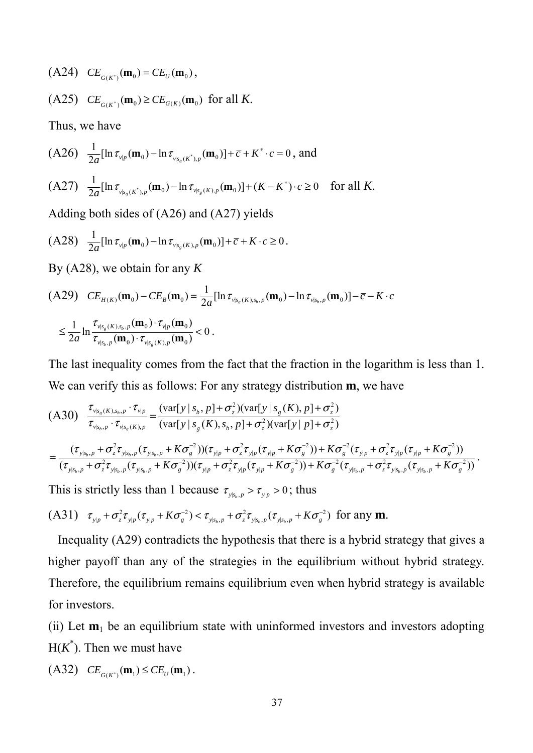(A24) $CE_{G(K^*)}(\mathbf{m}_0) = CE_U(\mathbf{m}_0)$,

(A25) $CE_{G(K^*)}(\mathbf{m}_0) \geq CE_{G(K)}(\mathbf{m}_0)$ for all $K$.

Thus, we have

(A26) $\frac{1}{2a}[\ln \tau_{v|p}(\mathbf{m}_0) - \ln \tau_{v|s_g(K^*),p}(\mathbf{m}_0)] + \bar{c} + K^* \cdot c = 0$, and

(A27) $\frac{1}{2a}[\ln \tau_{v|s_g(K^*),p}(\mathbf{m}_0) - \ln \tau_{v|s_g(K),p}(\mathbf{m}_0)] + (K - K^*) \cdot c \geq 0$ for all $K$.

Adding both sides of (A26) and (A27) yields

(A28) $\frac{1}{2a}[\ln \tau_{v|p}(\mathbf{m}_0) - \ln \tau_{v|s_g(K),p}(\mathbf{m}_0)] + \bar{c} + K \cdot c \geq 0$.

By (A28), we obtain for any $K$

(A29) $CE_{H(K)}(\mathbf{m}_0) - CE_B(\mathbf{m}_0) = \frac{1}{2a}[\ln \tau_{v|s_g(K),s_b,p}(\mathbf{m}_0) - \ln \tau_{v|s_b,p}(\mathbf{m}_0)] - \bar{c} - K \cdot c$

$$\leq \frac{1}{2a} \ln \frac{\tau_{v|s_g(K),s_b,p}(\mathbf{m}_0) \cdot \tau_{v|p}(\mathbf{m}_0)}{\tau_{v|s_b,p}(\mathbf{m}_0) \cdot \tau_{v|s_g(K),p}(\mathbf{m}_0)} < 0.$$

The last inequality comes from the fact that the fraction in the logarithm is less than 1. We can verify this as follows: For any strategy distribution $\mathbf{m}$, we have

(A30) $\frac{\tau_{v|s_g(K),s_b,p} \cdot \tau_{v|p}}{\tau_{v|s_b,p} \cdot \tau_{v|s_g(K),p}} = \frac{(\text{var}[y \mid s_b, p] + \sigma_z^2)(\text{var}[y \mid s_g(K), p] + \sigma_z^2)}{(\text{var}[y \mid s_g(K), s_b, p] + \sigma_z^2)(\text{var}[y \mid p] + \sigma_z^2)}$

$$= \frac{(\tau_{y|s_b,p} + \sigma_z^2 \tau_{y|s_b,p}(\tau_{y|s_b,p} + K\sigma_g^{-2}))(\tau_{y|p} + \sigma_z^2 \tau_{y|p}(\tau_{y|p} + K\sigma_g^{-2})) + K\sigma_g^{-2}(\tau_{y|p} + \sigma_z^2 \tau_{y|p}(\tau_{y|p} + K\sigma_g^{-2}))}{(\tau_{y|s_b,p} + \sigma_z^2 \tau_{y|s_b,p}(\tau_{y|s_b,p} + K\sigma_g^{-2}))(\tau_{y|p} + \sigma_z^2 \tau_{y|p}(\tau_{y|p} + K\sigma_g^{-2})) + K\sigma_g^{-2}(\tau_{y|s_b,p} + \sigma_z^2 \tau_{y|s_b,p}(\tau_{y|s_b,p} + K\sigma_g^{-2}))}.$$

This is strictly less than 1 because $\tau_{y|s_b,p} > \tau_{y|p} > 0$; thus

(A31) $\tau_{y|p} + \sigma_z^2 \tau_{y|p}(\tau_{y|p} + K\sigma_g^{-2}) < \tau_{y|s_b,p} + \sigma_z^2 \tau_{y|s_b,p}(\tau_{y|s_b,p} + K\sigma_g^{-2})$ for any $\mathbf{m}$.

Inequality (A29) contradicts the hypothesis that there is a hybrid strategy that gives a higher payoff than any of the strategies in the equilibrium without hybrid strategy. Therefore, the equilibrium remains equilibrium even when hybrid strategy is available for investors.

(ii) Let $\mathbf{m}_1$ be an equilibrium state with uninformed investors and investors adopting H($K^*$). Then we must have

(A32) $CE_{G(K^*)}(\mathbf{m}_1) \leq CE_U(\mathbf{m}_1)$.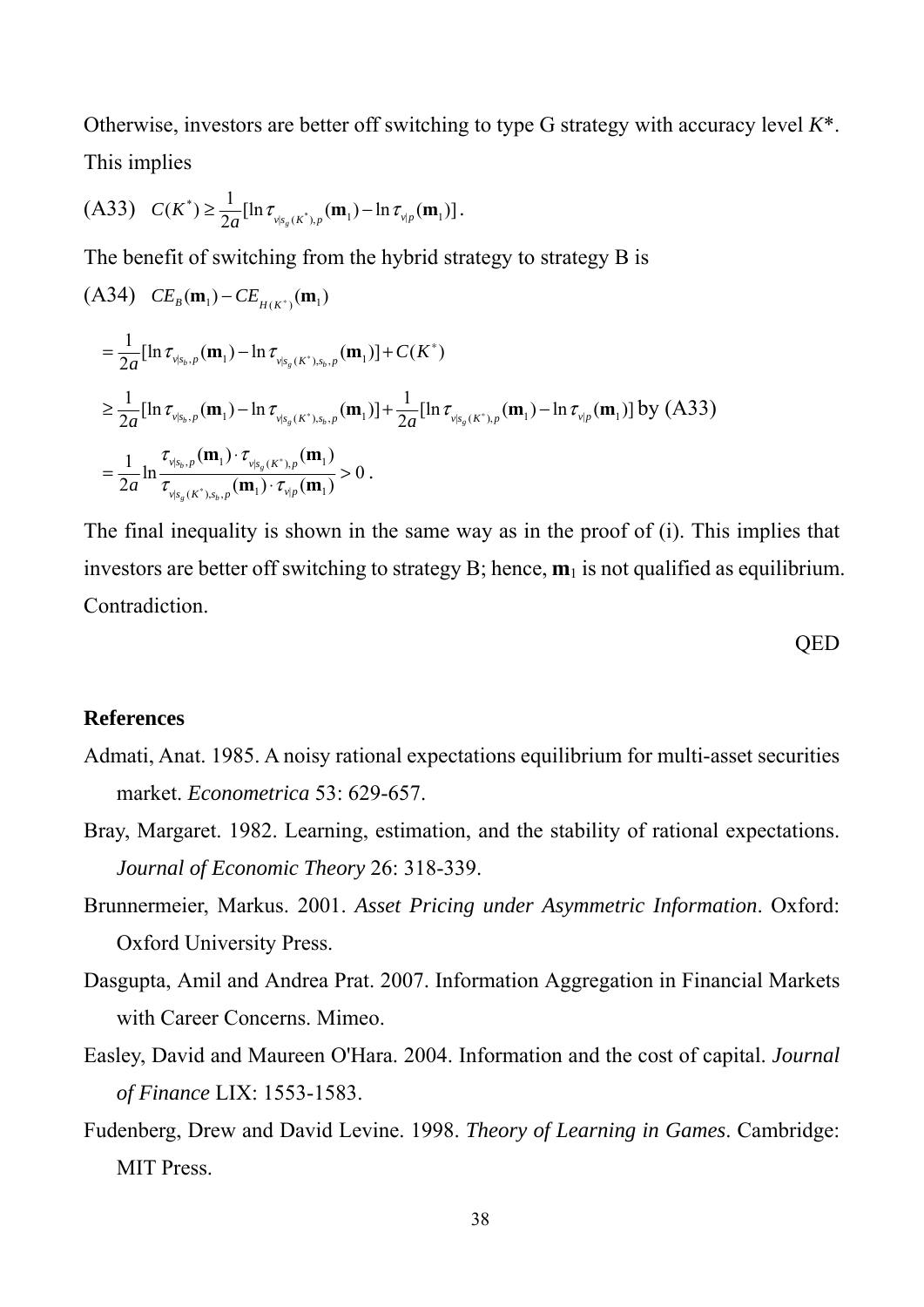Otherwise, investors are better off switching to type G strategy with accuracy level $K^*$. This implies

$$\text{(A33)} \quad C(K^*) \geq \frac{1}{2a}[\ln \tau_{v|s_g(K^*),p}(\mathbf{m}_1) - \ln \tau_{v|p}(\mathbf{m}_1)].$$

The benefit of switching from the hybrid strategy to strategy B is

$$\text{(A34)} \quad CE_B(\mathbf{m}_1) - CE_{H(K^*)}(\mathbf{m}_1)$$

$$= \frac{1}{2a}[\ln \tau_{v|s_b,p}(\mathbf{m}_1) - \ln \tau_{v|s_g(K^*),s_b,p}(\mathbf{m}_1)] + C(K^*)$$

$$\geq \frac{1}{2a}[\ln \tau_{v|s_b,p}(\mathbf{m}_1) - \ln \tau_{v|s_g(K^*),s_b,p}(\mathbf{m}_1)] + \frac{1}{2a}[\ln \tau_{v|s_g(K^*),p}(\mathbf{m}_1) - \ln \tau_{v|p}(\mathbf{m}_1)] \text{ by (A33)}$$

$$= \frac{1}{2a} \ln \frac{\tau_{v|s_b,p}(\mathbf{m}_1) \cdot \tau_{v|s_g(K^*),p}(\mathbf{m}_1)}{\tau_{v|s_g(K^*),s_b,p}(\mathbf{m}_1) \cdot \tau_{v|p}(\mathbf{m}_1)} > 0.$$

The final inequality is shown in the same way as in the proof of (i). This implies that investors are better off switching to strategy B; hence, $\mathbf{m}_1$ is not qualified as equilibrium. Contradiction.

QED

**References**

Admati, Anat. 1985. A noisy rational expectations equilibrium for multi-asset securities market. *Econometrica* 53: 629-657.

Bray, Margaret. 1982. Learning, estimation, and the stability of rational expectations. *Journal of Economic Theory* 26: 318-339.

Brunnermeier, Markus. 2001. *Asset Pricing under Asymmetric Information*. Oxford: Oxford University Press.

Dasgupta, Amil and Andrea Prat. 2007. Information Aggregation in Financial Markets with Career Concerns. Mimeo.

Easley, David and Maureen O'Hara. 2004. Information and the cost of capital. *Journal of Finance* LIX: 1553-1583.

Fudenberg, Drew and David Levine. 1998. *Theory of Learning in Games*. Cambridge: MIT Press.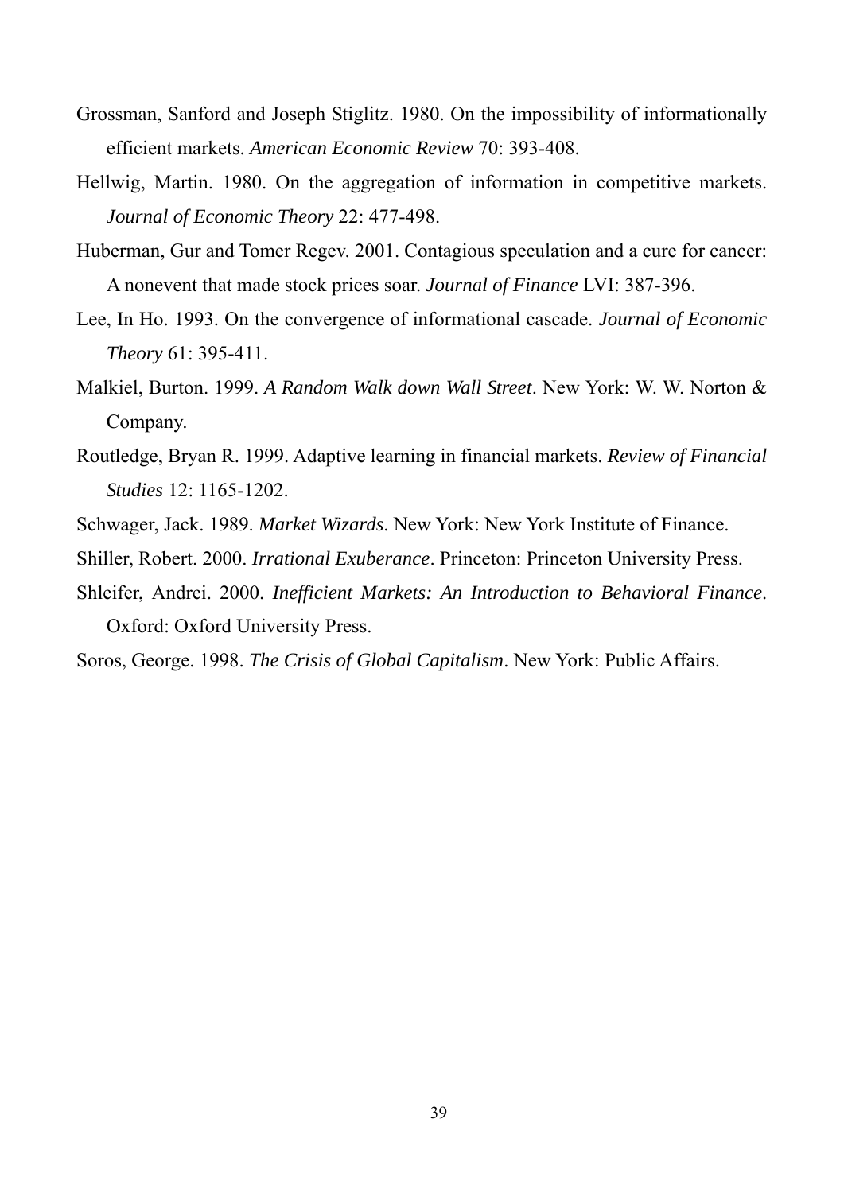Grossman, Sanford and Joseph Stiglitz. 1980. On the impossibility of informationally efficient markets. *American Economic Review* 70: 393-408.

Hellwig, Martin. 1980. On the aggregation of information in competitive markets. *Journal of Economic Theory* 22: 477-498.

Huberman, Gur and Tomer Regev. 2001. Contagious speculation and a cure for cancer: A nonevent that made stock prices soar. *Journal of Finance* LVI: 387-396.

Lee, In Ho. 1993. On the convergence of informational cascade. *Journal of Economic Theory* 61: 395-411.

Malkiel, Burton. 1999. *A Random Walk down Wall Street*. New York: W. W. Norton & Company.

Routledge, Bryan R. 1999. Adaptive learning in financial markets. *Review of Financial Studies* 12: 1165-1202.

Schwager, Jack. 1989. *Market Wizards*. New York: New York Institute of Finance.

Shiller, Robert. 2000. *Irrational Exuberance*. Princeton: Princeton University Press.

Shleifer, Andrei. 2000. *Inefficient Markets: An Introduction to Behavioral Finance*. Oxford: Oxford University Press.

Soros, George. 1998. *The Crisis of Global Capitalism*. New York: Public Affairs.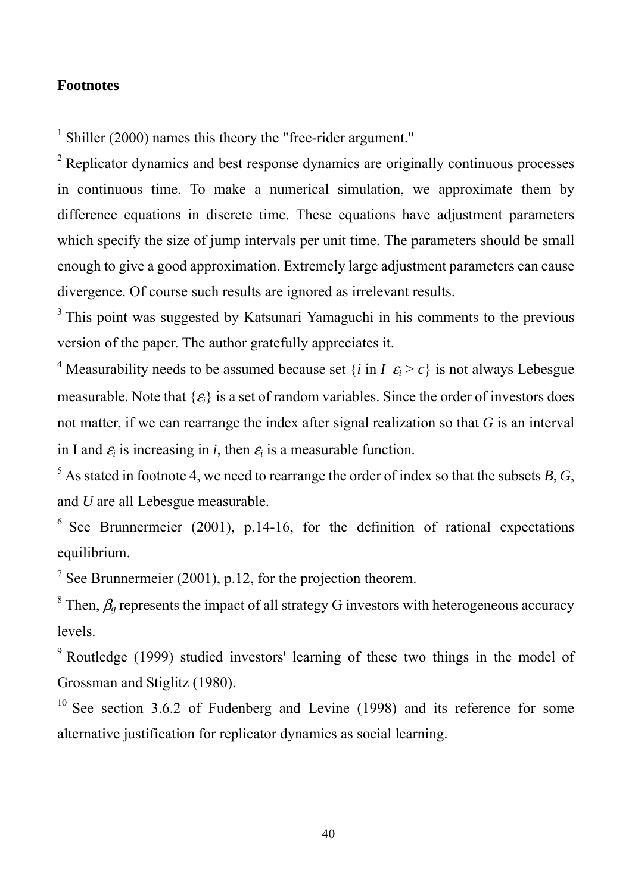**Footnotes**

[1] Shiller (2000) names this theory the "free-rider argument."

[2] Replicator dynamics and best response dynamics are originally continuous processes in continuous time. To make a numerical simulation, we approximate them by difference equations in discrete time. These equations have adjustment parameters which specify the size of jump intervals per unit time. The parameters should be small enough to give a good approximation. Extremely large adjustment parameters can cause divergence. Of course such results are ignored as irrelevant results.

[3] This point was suggested by Katsunari Yamaguchi in his comments to the previous version of the paper. The author gratefully appreciates it.

[4] Measurability needs to be assumed because set $\{i \text{ in } I \mid \varepsilon_i > c\}$ is not always Lebesgue measurable. Note that $\{\varepsilon_i\}$ is a set of random variables. Since the order of investors does not matter, if we can rearrange the index after signal realization so that $G$ is an interval in I and $\varepsilon_i$ is increasing in $i$, then $\varepsilon_i$ is a measurable function.

[5] As stated in footnote 4, we need to rearrange the order of index so that the subsets $B$, $G$, and $U$ are all Lebesgue measurable.

[6] See Brunnermeier (2001), p.14-16, for the definition of rational expectations equilibrium.

[7] See Brunnermeier (2001), p.12, for the projection theorem.

[8] Then, $\beta_g$ represents the impact of all strategy G investors with heterogeneous accuracy levels.

[9] Routledge (1999) studied investors' learning of these two things in the model of Grossman and Stiglitz (1980).

[10] See section 3.6.2 of Fudenberg and Levine (1998) and its reference for some alternative justification for replicator dynamics as social learning.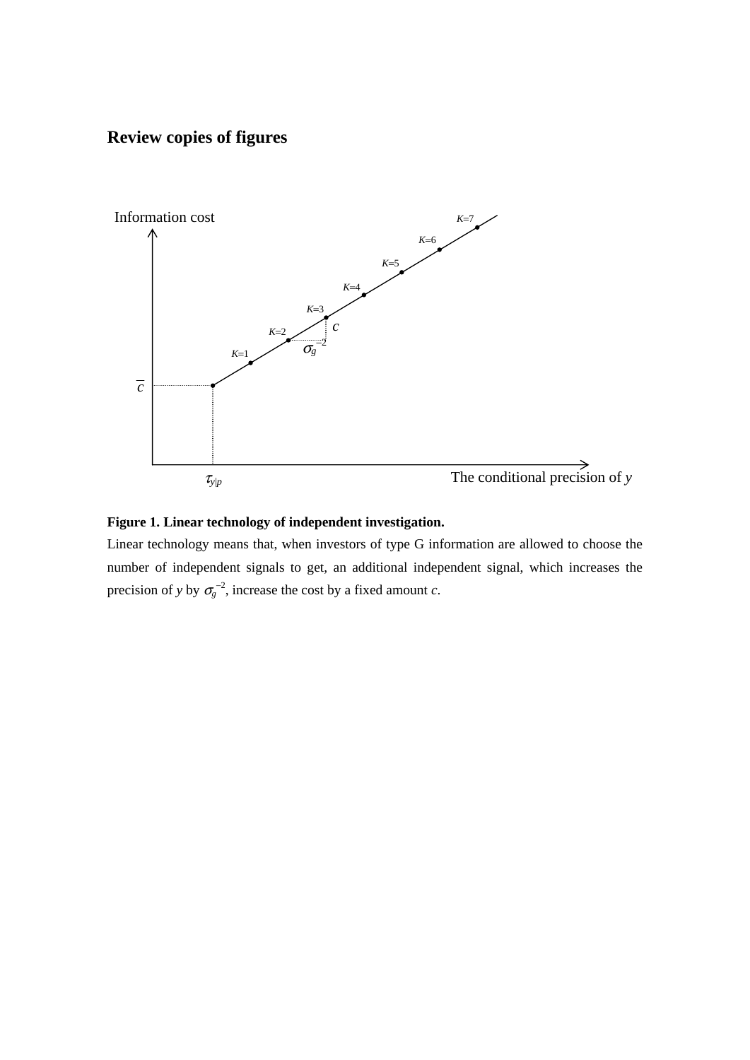## Review copies of figures

**Figure 1. Linear technology of independent investigation.**

Linear technology means that, when investors of type G information are allowed to choose the number of independent signals to get, an additional independent signal, which increases the precision of *y* by $\sigma_g^{-2}$, increase the cost by a fixed amount *c*.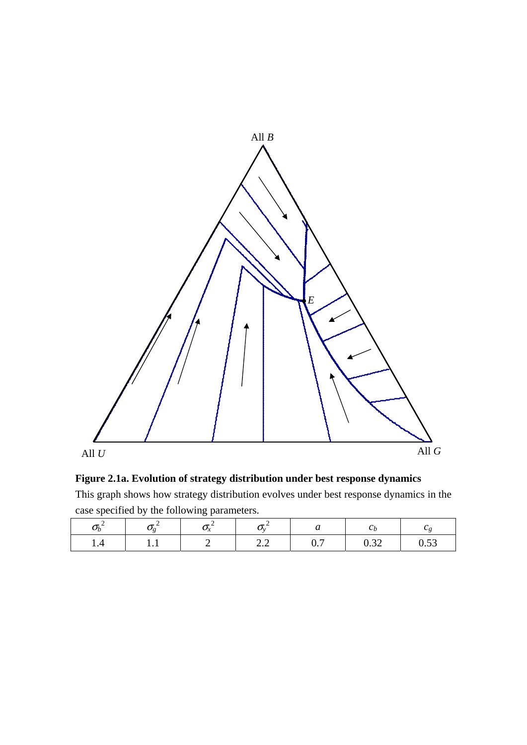**Figure 2.1a. Evolution of strategy distribution under best response dynamics**

This graph shows how strategy distribution evolves under best response dynamics in the case specified by the following parameters.

| $\sigma_b^2$ | $\sigma_g^2$ | $\sigma_x^2$ | $\sigma_y^2$ | $a$ | $c_b$ | $c_g$ |
|---|---|---|---|---|---|---|
| 1.4 | 1.1 | 2 | 2.2 | 0.7 | 0.32 | 0.53 |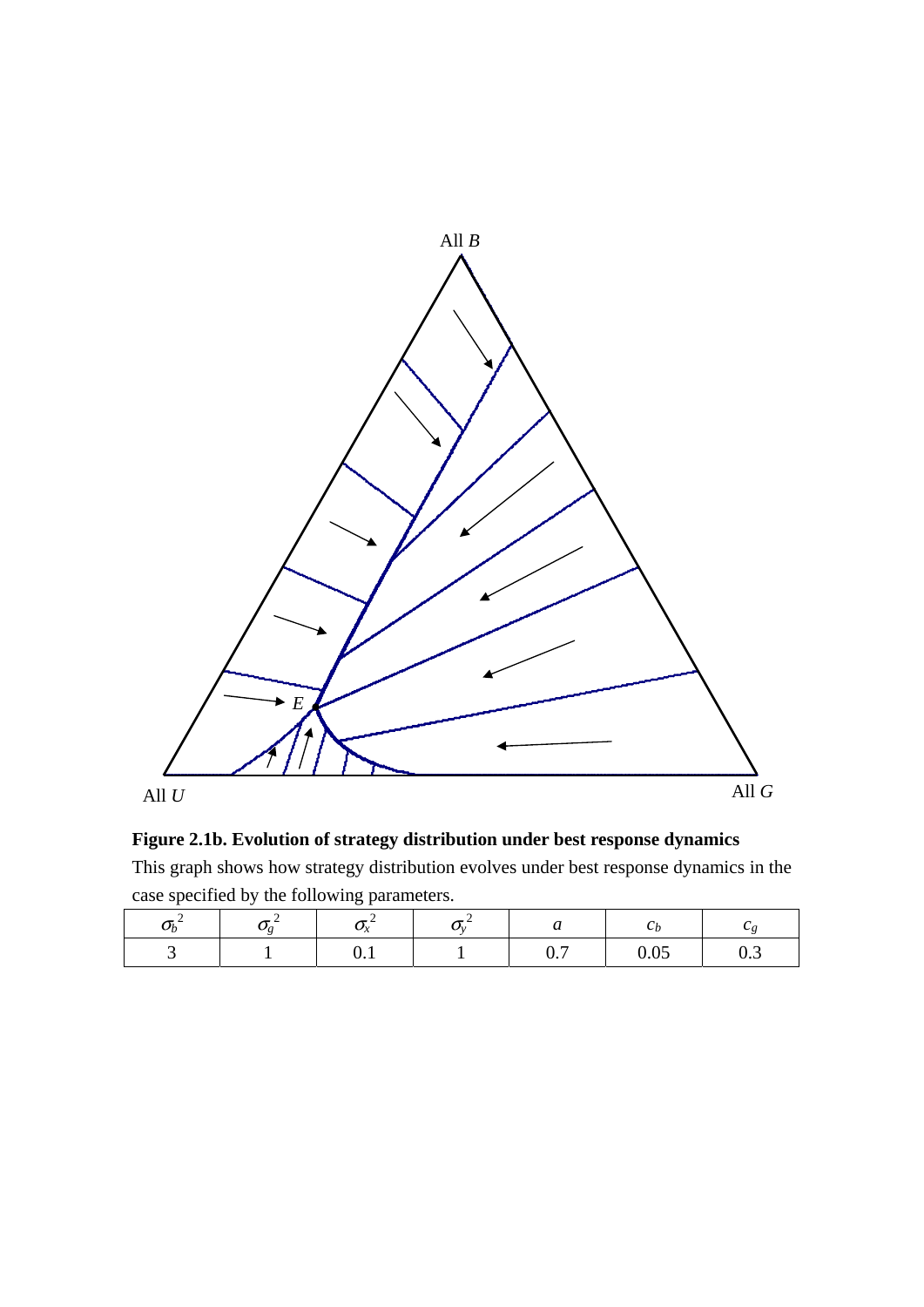**Figure 2.1b. Evolution of strategy distribution under best response dynamics**

This graph shows how strategy distribution evolves under best response dynamics in the case specified by the following parameters.

| $\sigma_b^2$ | $\sigma_g^2$ | $\sigma_x^2$ | $\sigma_y^2$ | $a$ | $c_b$ | $c_g$ |
|---|---|---|---|---|---|---|
| 3 | 1 | 0.1 | 1 | 0.7 | 0.05 | 0.3 |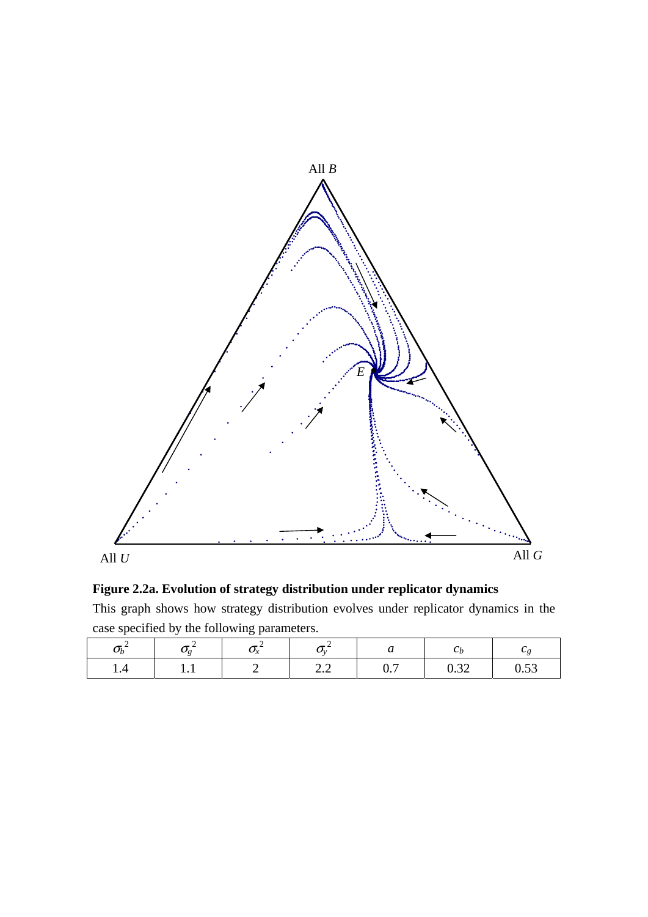All $B$

$E$

All $U$

All $G$

**Figure 2.2a. Evolution of strategy distribution under replicator dynamics**

This graph shows how strategy distribution evolves under replicator dynamics in the case specified by the following parameters.

| $\sigma_b^2$ | $\sigma_g^2$ | $\sigma_x^2$ | $\sigma_y^2$ | $a$ | $c_b$ | $c_g$ |
|---|---|---|---|---|---|---|
| 1.4 | 1.1 | 2 | 2.2 | 0.7 | 0.32 | 0.53 |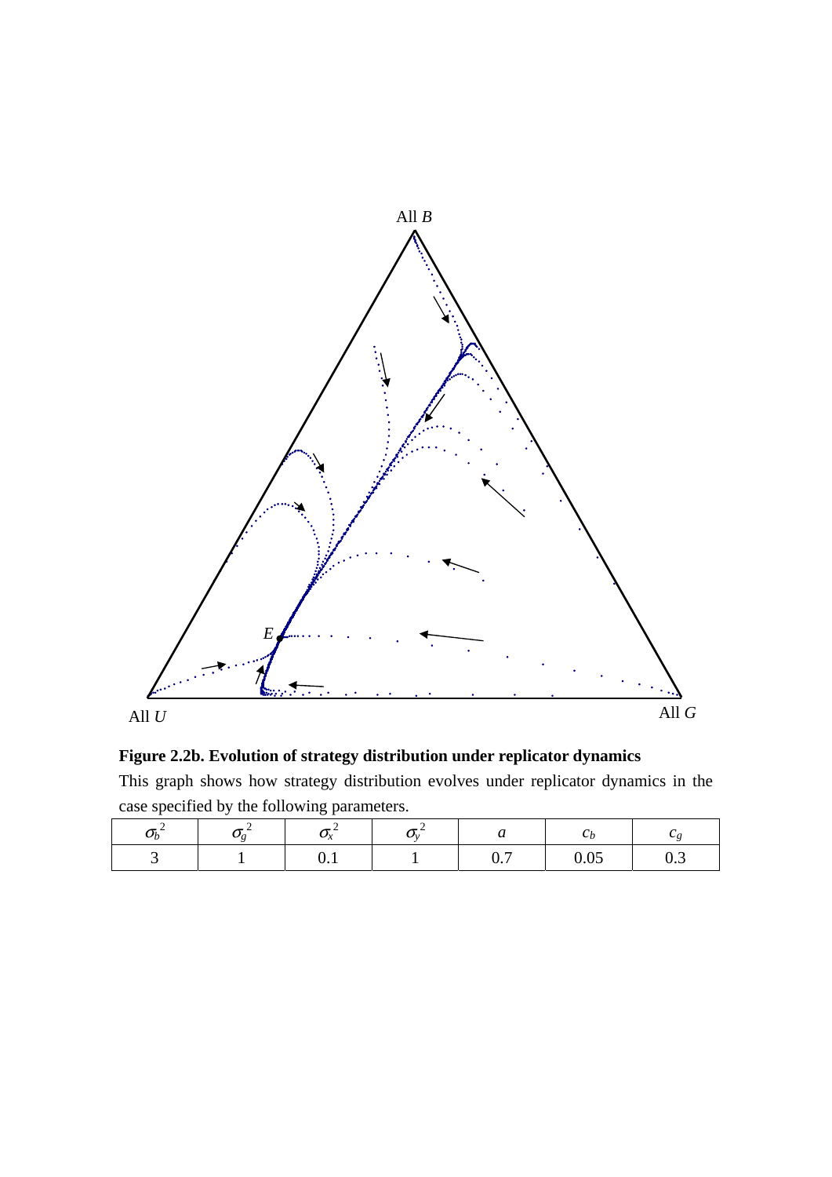All $B$

$E$

All $U$

All $G$

**Figure 2.2b. Evolution of strategy distribution under replicator dynamics**

This graph shows how strategy distribution evolves under replicator dynamics in the case specified by the following parameters.

| $\sigma_b^2$ | $\sigma_g^2$ | $\sigma_x^2$ | $\sigma_y^2$ | $a$ | $c_b$ | $c_g$ |
|---|---|---|---|---|---|---|
| 3 | 1 | 0.1 | 1 | 0.7 | 0.05 | 0.3 |